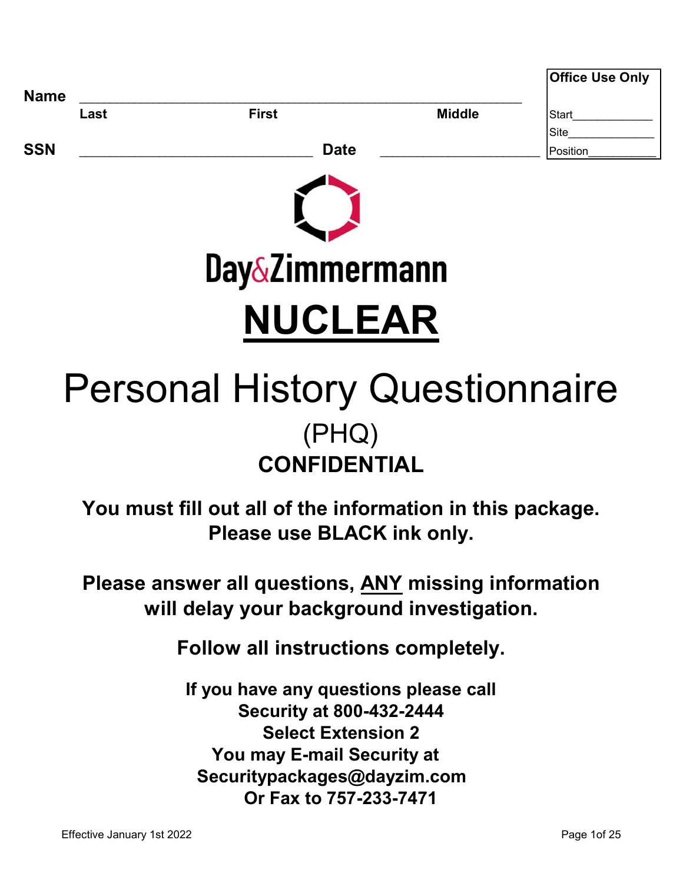Name ____________________________________________

Last | First | Middle

SSN ______________________________ Date ____________________

| Office Use Only |
| --- |
| Start____________ |
| Site_____________ |
| Position__________ |

Day&Zimmermann

# NUCLEAR

# Personal History Questionnaire

## (PHQ)

## CONFIDENTIAL

**You must fill out all of the information in this package.**
**Please use BLACK ink only.**

**Please answer all questions, ANY missing information will delay your background investigation.**

**Follow all instructions completely.**

**If you have any questions please call**
**Security at 800-432-2444**
**Select Extension 2**
**You may E-mail Security at**
**Securitypackages@dayzim.com**
**Or Fax to 757-233-7471**

Effective January 1st 2022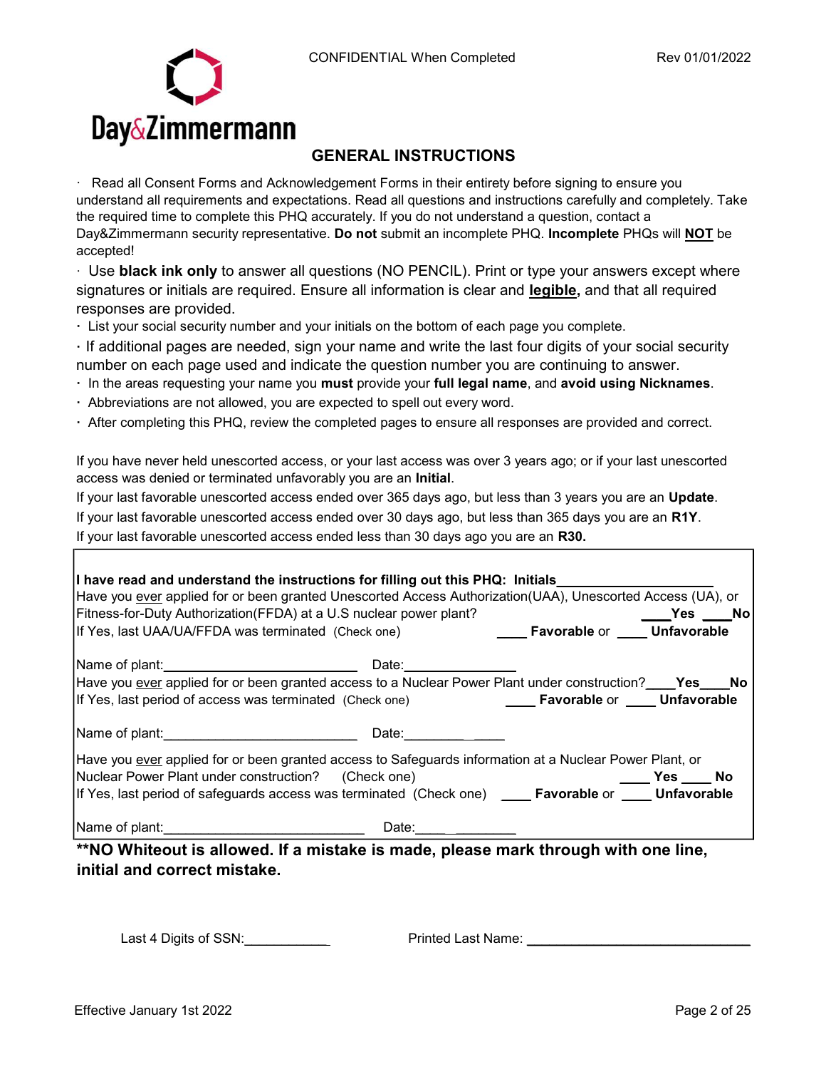CONFIDENTIAL When Completed

Rev 01/01/2022

Day&Zimmermann

## GENERAL INSTRUCTIONS

- Read all Consent Forms and Acknowledgement Forms in their entirety before signing to ensure you understand all requirements and expectations. Read all questions and instructions carefully and completely. Take the required time to complete this PHQ accurately. If you do not understand a question, contact a Day&Zimmermann security representative. **Do not** submit an incomplete PHQ. **Incomplete** PHQs will **NOT** be accepted!
- Use **black ink only** to answer all questions (NO PENCIL). Print or type your answers except where signatures or initials are required. Ensure all information is clear and **legible,** and that all required responses are provided.
- List your social security number and your initials on the bottom of each page you complete.
- If additional pages are needed, sign your name and write the last four digits of your social security number on each page used and indicate the question number you are continuing to answer.
- In the areas requesting your name you **must** provide your **full legal name**, and **avoid using Nicknames**.
- Abbreviations are not allowed, you are expected to spell out every word.
- After completing this PHQ, review the completed pages to ensure all responses are provided and correct.

If you have never held unescorted access, or your last access was over 3 years ago; or if your last unescorted access was denied or terminated unfavorably you are an **Initial**.

If your last favorable unescorted access ended over 365 days ago, but less than 3 years you are an **Update**.

If your last favorable unescorted access ended over 30 days ago, but less than 365 days you are an **R1Y**.

If your last favorable unescorted access ended less than 30 days ago you are an **R30.**

**I have read and understand the instructions for filling out this PHQ: Initials**____________________

Have you ever applied for or been granted Unescorted Access Authorization(UAA), Unescorted Access (UA), or Fitness-for-Duty Authorization(FFDA) at a U.S nuclear power plant? ____**Yes** ____**No**

If Yes, last UAA/UA/FFDA was terminated (Check one) ____ **Favorable** or ____ **Unfavorable**

Name of plant:__________________________ Date:______________

Have you ever applied for or been granted access to a Nuclear Power Plant under construction?____**Yes**____**No**

If Yes, last period of access was terminated (Check one) ____ **Favorable** or ____ **Unfavorable**

Name of plant:__________________________ Date:______________

Have you ever applied for or been granted access to Safeguards information at a Nuclear Power Plant, or Nuclear Power Plant under construction? (Check one) ____ **Yes** ____ **No**

If Yes, last period of safeguards access was terminated (Check one) ____ **Favorable** or ____ **Unfavorable**

Name of plant:__________________________ Date:______________

**\*\*NO Whiteout is allowed. If a mistake is made, please mark through with one line, initial and correct mistake.**

Last 4 Digits of SSN:___________ Printed Last Name: ____________________________

Effective January 1st 2022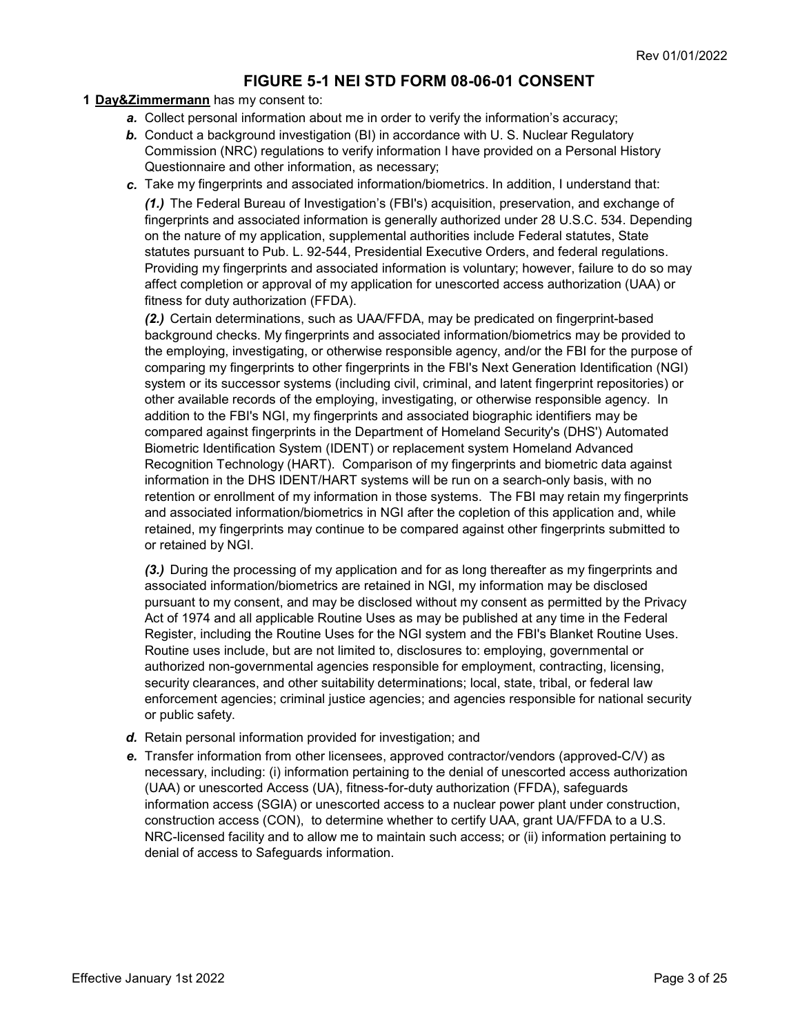# FIGURE 5-1 NEI STD FORM 08-06-01 CONSENT

**1** **Day&Zimmermann** has my consent to:

***a.*** Collect personal information about me in order to verify the information's accuracy;

***b.*** Conduct a background investigation (BI) in accordance with U. S. Nuclear Regulatory Commission (NRC) regulations to verify information I have provided on a Personal History Questionnaire and other information, as necessary;

***c.*** Take my fingerprints and associated information/biometrics. In addition, I understand that:

***(1.)*** The Federal Bureau of Investigation's (FBI's) acquisition, preservation, and exchange of fingerprints and associated information is generally authorized under 28 U.S.C. 534. Depending on the nature of my application, supplemental authorities include Federal statutes, State statutes pursuant to Pub. L. 92-544, Presidential Executive Orders, and federal regulations. Providing my fingerprints and associated information is voluntary; however, failure to do so may affect completion or approval of my application for unescorted access authorization (UAA) or fitness for duty authorization (FFDA).

***(2.)*** Certain determinations, such as UAA/FFDA, may be predicated on fingerprint-based background checks. My fingerprints and associated information/biometrics may be provided to the employing, investigating, or otherwise responsible agency, and/or the FBI for the purpose of comparing my fingerprints to other fingerprints in the FBI's Next Generation Identification (NGI) system or its successor systems (including civil, criminal, and latent fingerprint repositories) or other available records of the employing, investigating, or otherwise responsible agency. In addition to the FBI's NGI, my fingerprints and associated biographic identifiers may be compared against fingerprints in the Department of Homeland Security's (DHS') Automated Biometric Identification System (IDENT) or replacement system Homeland Advanced Recognition Technology (HART). Comparison of my fingerprints and biometric data against information in the DHS IDENT/HART systems will be run on a search-only basis, with no retention or enrollment of my information in those systems. The FBI may retain my fingerprints and associated information/biometrics in NGI after the copletion of this application and, while retained, my fingerprints may continue to be compared against other fingerprints submitted to or retained by NGI.

***(3.)*** During the processing of my application and for as long thereafter as my fingerprints and associated information/biometrics are retained in NGI, my information may be disclosed pursuant to my consent, and may be disclosed without my consent as permitted by the Privacy Act of 1974 and all applicable Routine Uses as may be published at any time in the Federal Register, including the Routine Uses for the NGI system and the FBI's Blanket Routine Uses. Routine uses include, but are not limited to, disclosures to: employing, governmental or authorized non-governmental agencies responsible for employment, contracting, licensing, security clearances, and other suitability determinations; local, state, tribal, or federal law enforcement agencies; criminal justice agencies; and agencies responsible for national security or public safety.

***d.*** Retain personal information provided for investigation; and

***e.*** Transfer information from other licensees, approved contractor/vendors (approved-C/V) as necessary, including: (i) information pertaining to the denial of unescorted access authorization (UAA) or unescorted Access (UA), fitness-for-duty authorization (FFDA), safeguards information access (SGIA) or unescorted access to a nuclear power plant under construction, construction access (CON), to determine whether to certify UAA, grant UA/FFDA to a U.S. NRC-licensed facility and to allow me to maintain such access; or (ii) information pertaining to denial of access to Safeguards information.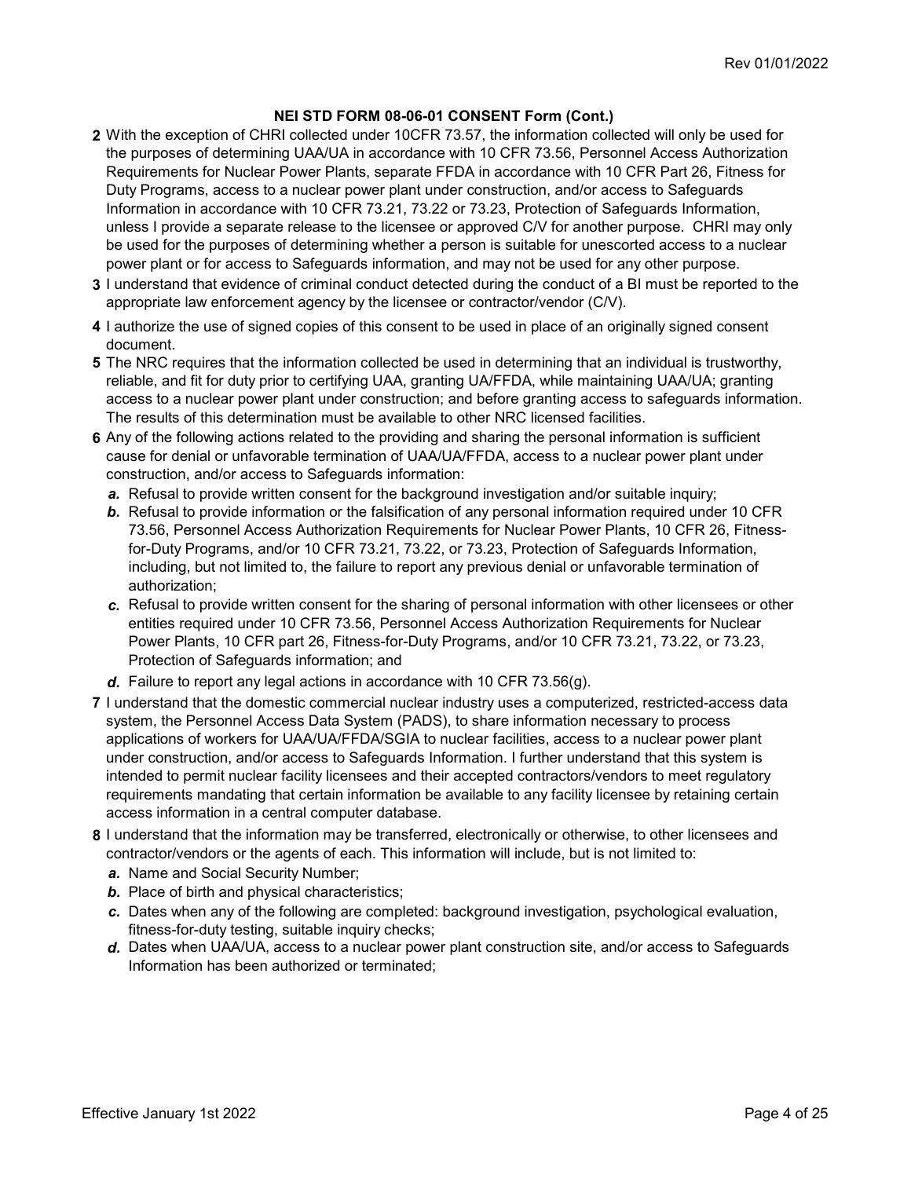**NEI STD FORM 08-06-01 CONSENT Form (Cont.)**

**2** With the exception of CHRI collected under 10CFR 73.57, the information collected will only be used for the purposes of determining UAA/UA in accordance with 10 CFR 73.56, Personnel Access Authorization Requirements for Nuclear Power Plants, separate FFDA in accordance with 10 CFR Part 26, Fitness for Duty Programs, access to a nuclear power plant under construction, and/or access to Safeguards Information in accordance with 10 CFR 73.21, 73.22 or 73.23, Protection of Safeguards Information, unless I provide a separate release to the licensee or approved C/V for another purpose. CHRI may only be used for the purposes of determining whether a person is suitable for unescorted access to a nuclear power plant or for access to Safeguards information, and may not be used for any other purpose.

**3** I understand that evidence of criminal conduct detected during the conduct of a BI must be reported to the appropriate law enforcement agency by the licensee or contractor/vendor (C/V).

**4** I authorize the use of signed copies of this consent to be used in place of an originally signed consent document.

**5** The NRC requires that the information collected be used in determining that an individual is trustworthy, reliable, and fit for duty prior to certifying UAA, granting UA/FFDA, while maintaining UAA/UA; granting access to a nuclear power plant under construction; and before granting access to safeguards information. The results of this determination must be available to other NRC licensed facilities.

**6** Any of the following actions related to the providing and sharing the personal information is sufficient cause for denial or unfavorable termination of UAA/UA/FFDA, access to a nuclear power plant under construction, and/or access to Safeguards information:

- ***a.*** Refusal to provide written consent for the background investigation and/or suitable inquiry;
- ***b.*** Refusal to provide information or the falsification of any personal information required under 10 CFR 73.56, Personnel Access Authorization Requirements for Nuclear Power Plants, 10 CFR 26, Fitness-for-Duty Programs, and/or 10 CFR 73.21, 73.22, or 73.23, Protection of Safeguards Information, including, but not limited to, the failure to report any previous denial or unfavorable termination of authorization;
- ***c.*** Refusal to provide written consent for the sharing of personal information with other licensees or other entities required under 10 CFR 73.56, Personnel Access Authorization Requirements for Nuclear Power Plants, 10 CFR part 26, Fitness-for-Duty Programs, and/or 10 CFR 73.21, 73.22, or 73.23, Protection of Safeguards information; and
- ***d.*** Failure to report any legal actions in accordance with 10 CFR 73.56(g).

**7** I understand that the domestic commercial nuclear industry uses a computerized, restricted-access data system, the Personnel Access Data System (PADS), to share information necessary to process applications of workers for UAA/UA/FFDA/SGIA to nuclear facilities, access to a nuclear power plant under construction, and/or access to Safeguards Information. I further understand that this system is intended to permit nuclear facility licensees and their accepted contractors/vendors to meet regulatory requirements mandating that certain information be available to any facility licensee by retaining certain access information in a central computer database.

**8** I understand that the information may be transferred, electronically or otherwise, to other licensees and contractor/vendors or the agents of each. This information will include, but is not limited to:

- ***a.*** Name and Social Security Number;
- ***b.*** Place of birth and physical characteristics;
- ***c.*** Dates when any of the following are completed: background investigation, psychological evaluation, fitness-for-duty testing, suitable inquiry checks;
- ***d.*** Dates when UAA/UA, access to a nuclear power plant construction site, and/or access to Safeguards Information has been authorized or terminated;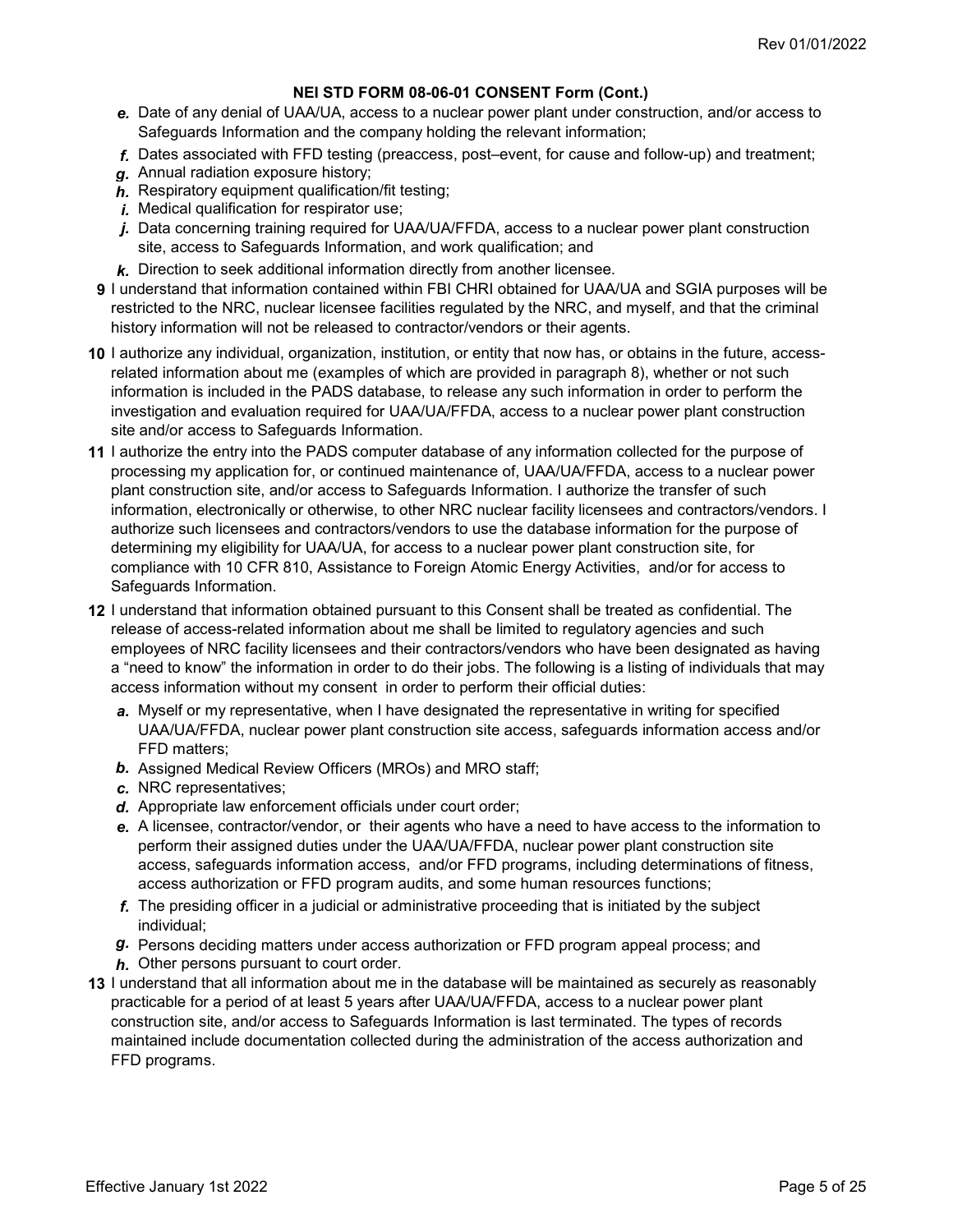**NEI STD FORM 08-06-01 CONSENT Form (Cont.)**

*e.* Date of any denial of UAA/UA, access to a nuclear power plant under construction, and/or access to Safeguards Information and the company holding the relevant information;

*f.* Dates associated with FFD testing (preaccess, post–event, for cause and follow-up) and treatment;

*g.* Annual radiation exposure history;

*h.* Respiratory equipment qualification/fit testing;

*i.* Medical qualification for respirator use;

*j.* Data concerning training required for UAA/UA/FFDA, access to a nuclear power plant construction site, access to Safeguards Information, and work qualification; and

*k.* Direction to seek additional information directly from another licensee.

**9** I understand that information contained within FBI CHRI obtained for UAA/UA and SGIA purposes will be restricted to the NRC, nuclear licensee facilities regulated by the NRC, and myself, and that the criminal history information will not be released to contractor/vendors or their agents.

**10** I authorize any individual, organization, institution, or entity that now has, or obtains in the future, access-related information about me (examples of which are provided in paragraph 8), whether or not such information is included in the PADS database, to release any such information in order to perform the investigation and evaluation required for UAA/UA/FFDA, access to a nuclear power plant construction site and/or access to Safeguards Information.

**11** I authorize the entry into the PADS computer database of any information collected for the purpose of processing my application for, or continued maintenance of, UAA/UA/FFDA, access to a nuclear power plant construction site, and/or access to Safeguards Information. I authorize the transfer of such information, electronically or otherwise, to other NRC nuclear facility licensees and contractors/vendors. I authorize such licensees and contractors/vendors to use the database information for the purpose of determining my eligibility for UAA/UA, for access to a nuclear power plant construction site, for compliance with 10 CFR 810, Assistance to Foreign Atomic Energy Activities, and/or for access to Safeguards Information.

**12** I understand that information obtained pursuant to this Consent shall be treated as confidential. The release of access-related information about me shall be limited to regulatory agencies and such employees of NRC facility licensees and their contractors/vendors who have been designated as having a "need to know" the information in order to do their jobs. The following is a listing of individuals that may access information without my consent in order to perform their official duties:

*a.* Myself or my representative, when I have designated the representative in writing for specified UAA/UA/FFDA, nuclear power plant construction site access, safeguards information access and/or FFD matters;

*b.* Assigned Medical Review Officers (MROs) and MRO staff;

*c.* NRC representatives;

*d.* Appropriate law enforcement officials under court order;

*e.* A licensee, contractor/vendor, or their agents who have a need to have access to the information to perform their assigned duties under the UAA/UA/FFDA, nuclear power plant construction site access, safeguards information access, and/or FFD programs, including determinations of fitness, access authorization or FFD program audits, and some human resources functions;

*f.* The presiding officer in a judicial or administrative proceeding that is initiated by the subject individual;

*g.* Persons deciding matters under access authorization or FFD program appeal process; and

*h.* Other persons pursuant to court order.

**13** I understand that all information about me in the database will be maintained as securely as reasonably practicable for a period of at least 5 years after UAA/UA/FFDA, access to a nuclear power plant construction site, and/or access to Safeguards Information is last terminated. The types of records maintained include documentation collected during the administration of the access authorization and FFD programs.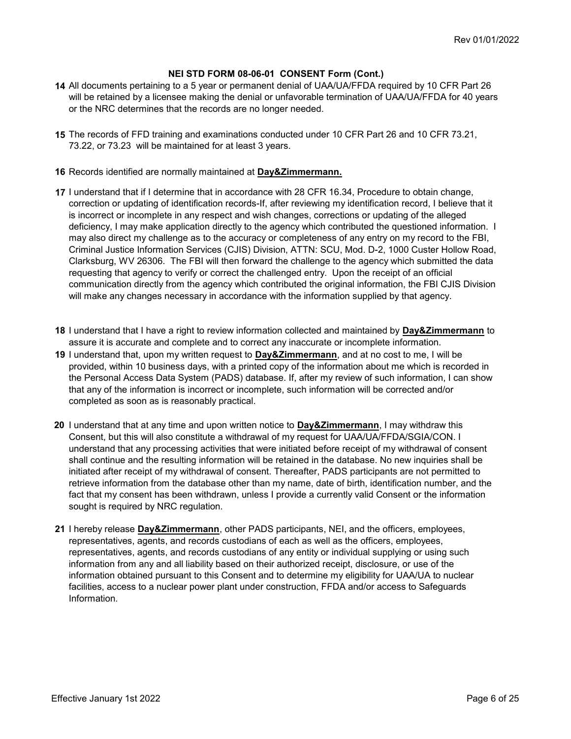### NEI STD FORM 08-06-01 CONSENT Form (Cont.)

**14** All documents pertaining to a 5 year or permanent denial of UAA/UA/FFDA required by 10 CFR Part 26 will be retained by a licensee making the denial or unfavorable termination of UAA/UA/FFDA for 40 years or the NRC determines that the records are no longer needed.

**15** The records of FFD training and examinations conducted under 10 CFR Part 26 and 10 CFR 73.21, 73.22, or 73.23 will be maintained for at least 3 years.

**16** Records identified are normally maintained at **Day&Zimmermann.**

**17** I understand that if I determine that in accordance with 28 CFR 16.34, Procedure to obtain change, correction or updating of identification records-If, after reviewing my identification record, I believe that it is incorrect or incomplete in any respect and wish changes, corrections or updating of the alleged deficiency, I may make application directly to the agency which contributed the questioned information. I may also direct my challenge as to the accuracy or completeness of any entry on my record to the FBI, Criminal Justice Information Services (CJIS) Division, ATTN: SCU, Mod. D-2, 1000 Custer Hollow Road, Clarksburg, WV 26306. The FBI will then forward the challenge to the agency which submitted the data requesting that agency to verify or correct the challenged entry. Upon the receipt of an official communication directly from the agency which contributed the original information, the FBI CJIS Division will make any changes necessary in accordance with the information supplied by that agency.

**18** I understand that I have a right to review information collected and maintained by **Day&Zimmermann** to assure it is accurate and complete and to correct any inaccurate or incomplete information.

**19** I understand that, upon my written request to **Day&Zimmermann**, and at no cost to me, I will be provided, within 10 business days, with a printed copy of the information about me which is recorded in the Personal Access Data System (PADS) database. If, after my review of such information, I can show that any of the information is incorrect or incomplete, such information will be corrected and/or completed as soon as is reasonably practical.

**20** I understand that at any time and upon written notice to **Day&Zimmermann**, I may withdraw this Consent, but this will also constitute a withdrawal of my request for UAA/UA/FFDA/SGIA/CON. I understand that any processing activities that were initiated before receipt of my withdrawal of consent shall continue and the resulting information will be retained in the database. No new inquiries shall be initiated after receipt of my withdrawal of consent. Thereafter, PADS participants are not permitted to retrieve information from the database other than my name, date of birth, identification number, and the fact that my consent has been withdrawn, unless I provide a currently valid Consent or the information sought is required by NRC regulation.

**21** I hereby release **Day&Zimmermann**, other PADS participants, NEI, and the officers, employees, representatives, agents, and records custodians of each as well as the officers, employees, representatives, agents, and records custodians of any entity or individual supplying or using such information from any and all liability based on their authorized receipt, disclosure, or use of the information obtained pursuant to this Consent and to determine my eligibility for UAA/UA to nuclear facilities, access to a nuclear power plant under construction, FFDA and/or access to Safeguards Information.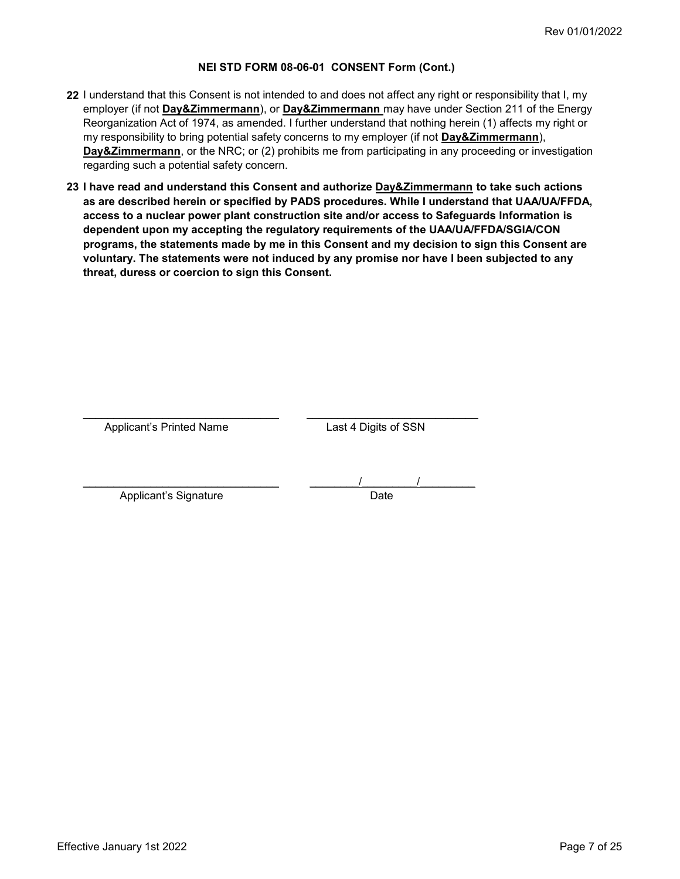### NEI STD FORM 08-06-01 CONSENT Form (Cont.)

**22** I understand that this Consent is not intended to and does not affect any right or responsibility that I, my employer (if not **Day&Zimmermann**), or **Day&Zimmermann** may have under Section 211 of the Energy Reorganization Act of 1974, as amended. I further understand that nothing herein (1) affects my right or my responsibility to bring potential safety concerns to my employer (if not **Day&Zimmermann**), **Day&Zimmermann**, or the NRC; or (2) prohibits me from participating in any proceeding or investigation regarding such a potential safety concern.

**23 I have read and understand this Consent and authorize Day&Zimmermann to take such actions as are described herein or specified by PADS procedures. While I understand that UAA/UA/FFDA, access to a nuclear power plant construction site and/or access to Safeguards Information is dependent upon my accepting the regulatory requirements of the UAA/UA/FFDA/SGIA/CON programs, the statements made by me in this Consent and my decision to sign this Consent are voluntary. The statements were not induced by any promise nor have I been subjected to any threat, duress or coercion to sign this Consent.**

| | |
|---|---|
| ______________________________ | ______________________________ |
| Applicant's Printed Name | Last 4 Digits of SSN |
| ______________________________ | ________/________/________ |
| Applicant's Signature | Date |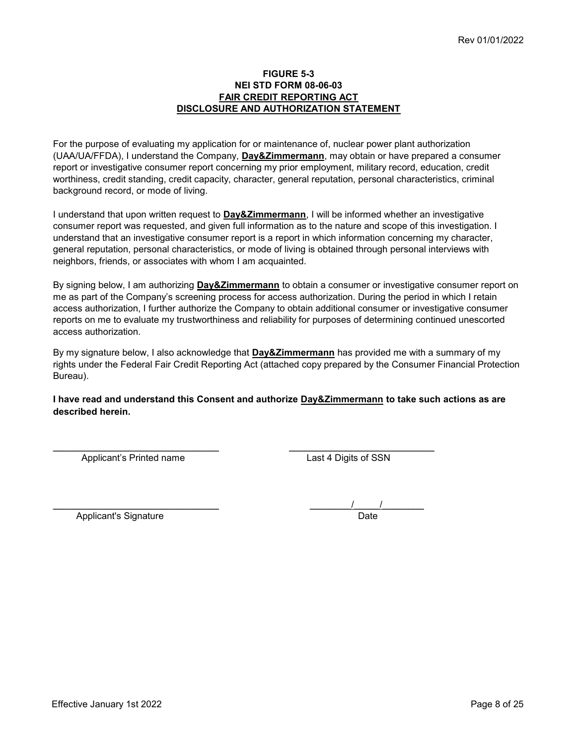**FIGURE 5-3**
**NEI STD FORM 08-06-03**
**FAIR CREDIT REPORTING ACT**
**DISCLOSURE AND AUTHORIZATION STATEMENT**

For the purpose of evaluating my application for or maintenance of, nuclear power plant authorization (UAA/UA/FFDA), I understand the Company, **Day&Zimmermann**, may obtain or have prepared a consumer report or investigative consumer report concerning my prior employment, military record, education, credit worthiness, credit standing, credit capacity, character, general reputation, personal characteristics, criminal background record, or mode of living.

I understand that upon written request to **Day&Zimmermann**, I will be informed whether an investigative consumer report was requested, and given full information as to the nature and scope of this investigation. I understand that an investigative consumer report is a report in which information concerning my character, general reputation, personal characteristics, or mode of living is obtained through personal interviews with neighbors, friends, or associates with whom I am acquainted.

By signing below, I am authorizing **Day&Zimmermann** to obtain a consumer or investigative consumer report on me as part of the Company's screening process for access authorization. During the period in which I retain access authorization, I further authorize the Company to obtain additional consumer or investigative consumer reports on me to evaluate my trustworthiness and reliability for purposes of determining continued unescorted access authorization.

By my signature below, I also acknowledge that **Day&Zimmermann** has provided me with a summary of my rights under the Federal Fair Credit Reporting Act (attached copy prepared by the Consumer Financial Protection Bureau).

**I have read and understand this Consent and authorize Day&Zimmermann to take such actions as are described herein.**

\_\_\_\_\_\_\_\_\_\_\_\_\_\_\_\_\_\_\_\_\_\_\_\_\_\_\_\_\_\_ Applicant's Printed name

\_\_\_\_\_\_\_\_\_\_\_\_\_\_\_\_\_\_\_\_\_\_\_\_\_\_\_\_ Last 4 Digits of SSN

\_\_\_\_\_\_\_\_\_\_\_\_\_\_\_\_\_\_\_\_\_\_\_\_\_\_\_\_\_\_ Applicant's Signature

\_\_\_\_\_\_\_\_/\_\_\_\_\_/\_\_\_\_\_\_\_\_ Date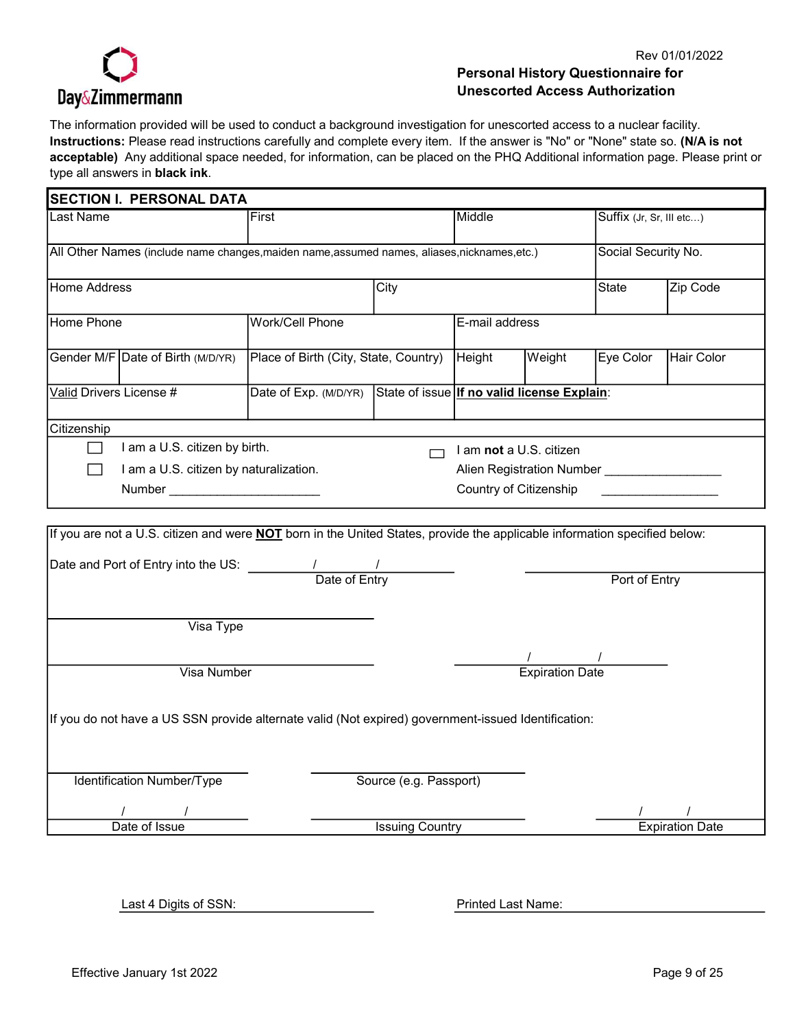Day&Zimmermann

Rev 01/01/2022

## Personal History Questionnaire for Unescorted Access Authorization

The information provided will be used to conduct a background investigation for unescorted access to a nuclear facility.
**Instructions:** Please read instructions carefully and complete every item. If the answer is "No" or "None" state so. **(N/A is not acceptable)** Any additional space needed, for information, can be placed on the PHQ Additional information page. Please print or type all answers in **black ink**.

### SECTION I. PERSONAL DATA

| Last Name | | First | | Middle | | Suffix (Jr, Sr, III etc…) | |
|---|---|---|---|---|---|---|---|
| All Other Names (include name changes, maiden name, assumed names, aliases, nicknames, etc.) | | | | | | Social Security No. | |
| Home Address | | | City | | | State | Zip Code |
| Home Phone | | Work/Cell Phone | | E-mail address | | | |
| Gender M/F | Date of Birth (M/D/YR) | Place of Birth (City, State, Country) | | Height | Weight | Eye Color | Hair Color |
| Valid Drivers License # | | Date of Exp. (M/D/YR) | State of issue | **If no valid license Explain**: | | | |

**Citizenship**

- ☐ I am a U.S. citizen by birth.
- ☐ I am a U.S. citizen by naturalization.
  Number ______________________
- ☐ I am **not** a U.S. citizen
  Alien Registration Number _________________
  Country of Citizenship _________________

If you are not a U.S. citizen and were **NOT** born in the United States, provide the applicable information specified below:

Date and Port of Entry into the US: ____/____/____ (Date of Entry) ______________ (Port of Entry)

______________ Visa Type

______________ Visa Number ____/____/____ Expiration Date

If you do not have a US SSN provide alternate valid (Not expired) government-issued Identification:

______________ Identification Number/Type ______________ Source (e.g. Passport)

____/____/____ Date of Issue ______________ Issuing Country ____/____/____ Expiration Date

Last 4 Digits of SSN: ______________ Printed Last Name: ______________

Effective January 1st 2022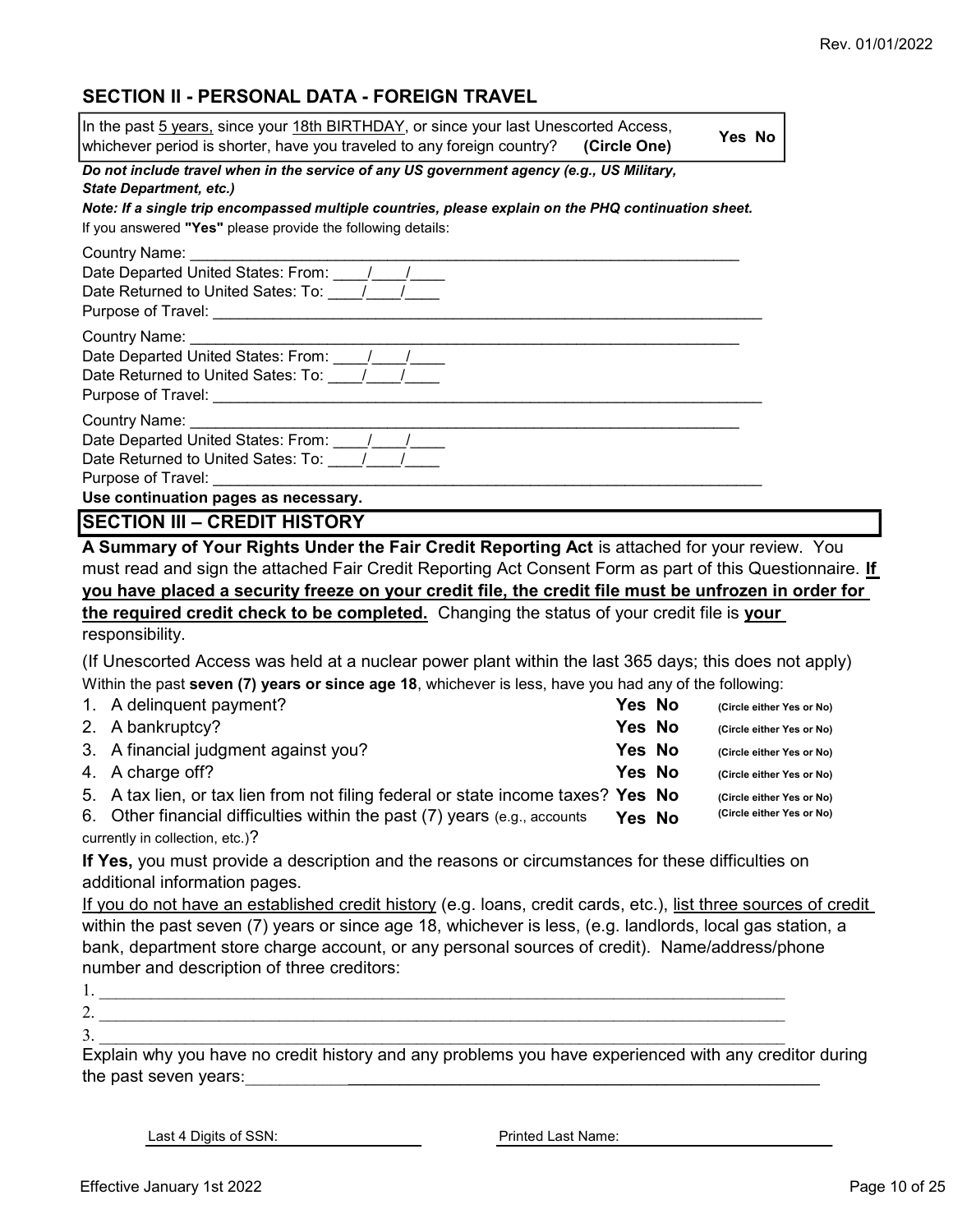## SECTION II - PERSONAL DATA - FOREIGN TRAVEL

In the past <u>5 years,</u> since your <u>18th BIRTHDAY</u>, or since your last Unescorted Access, whichever period is shorter, have you traveled to any foreign country? **(Circle One)** **Yes No**

***Do not include travel when in the service of any US government agency (e.g., US Military, State Department, etc.)***

***Note: If a single trip encompassed multiple countries, please explain on the PHQ continuation sheet.***

If you answered **"Yes"** please provide the following details:

Country Name: ______________________________________________
Date Departed United States: From: ____/____/____
Date Returned to United Sates: To: ____/____/____
Purpose of Travel: ______________________________________________

Country Name: ______________________________________________
Date Departed United States: From: ____/____/____
Date Returned to United Sates: To: ____/____/____
Purpose of Travel: ______________________________________________

Country Name: ______________________________________________
Date Departed United States: From: ____/____/____
Date Returned to United Sates: To: ____/____/____
Purpose of Travel: ______________________________________________

**Use continuation pages as necessary.**

## SECTION III – CREDIT HISTORY

**A Summary of Your Rights Under the Fair Credit Reporting Act** is attached for your review. You must read and sign the attached Fair Credit Reporting Act Consent Form as part of this Questionnaire. **<u>If you have placed a security freeze on your credit file, the credit file must be unfrozen in order for the required credit check to be completed.</u>** Changing the status of your credit file is **<u>your</u>** responsibility.

(If Unescorted Access was held at a nuclear power plant within the last 365 days; this does not apply)

Within the past **seven (7) years or since age 18**, whichever is less, have you had any of the following:

1. A delinquent payment? **Yes No** (Circle either Yes or No)
2. A bankruptcy? **Yes No** (Circle either Yes or No)
3. A financial judgment against you? **Yes No** (Circle either Yes or No)
4. A charge off? **Yes No** (Circle either Yes or No)
5. A tax lien, or tax lien from not filing federal or state income taxes? **Yes No** (Circle either Yes or No)
6. Other financial difficulties within the past (7) years (e.g., accounts currently in collection, etc.)? **Yes No** (Circle either Yes or No)

**If Yes,** you must provide a description and the reasons or circumstances for these difficulties on additional information pages.

<u>If you do not have an established credit history</u> (e.g. loans, credit cards, etc.), <u>list three sources of credit</u> within the past seven (7) years or since age 18, whichever is less, (e.g. landlords, local gas station, a bank, department store charge account, or any personal sources of credit). Name/address/phone number and description of three creditors:

1. ______________________________________________
2. ______________________________________________
3. ______________________________________________

Explain why you have no credit history and any problems you have experienced with any creditor during the past seven years: ______________________________________________

Last 4 Digits of SSN: ____________ Printed Last Name: ____________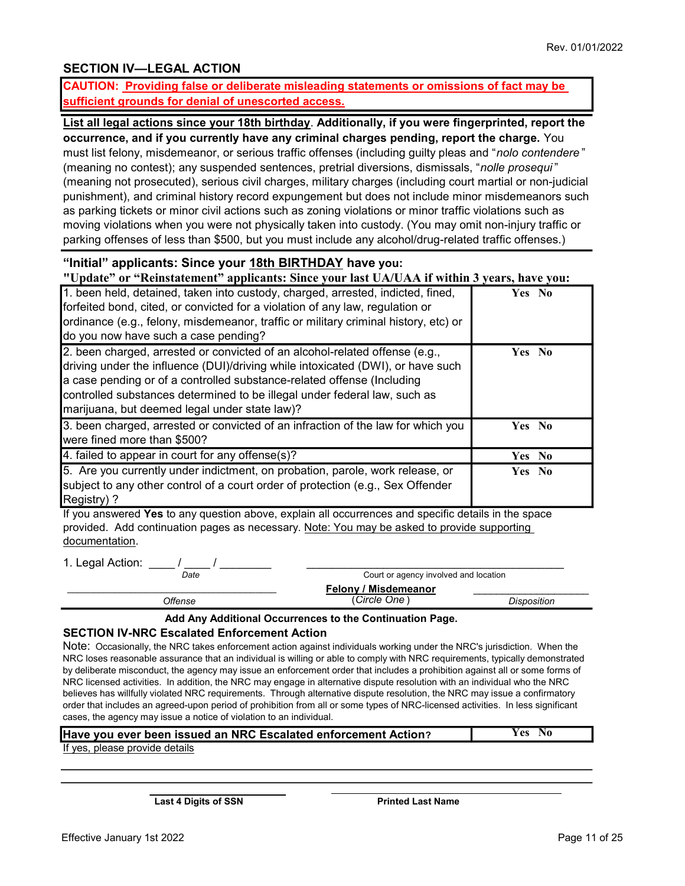## SECTION IV—LEGAL ACTION

**CAUTION: Providing false or deliberate misleading statements or omissions of fact may be sufficient grounds for denial of unescorted access.**

**List all legal actions since your 18th birthday. Additionally, if you were fingerprinted, report the occurrence, and if you currently have any criminal charges pending, report the charge.** You must list felony, misdemeanor, or serious traffic offenses (including guilty pleas and "*nolo contendere*" (meaning no contest); any suspended sentences, pretrial diversions, dismissals, "*nolle prosequi*" (meaning not prosecuted), serious civil charges, military charges (including court martial or non-judicial punishment), and criminal history record expungement but does not include minor misdemeanors such as parking tickets or minor civil actions such as zoning violations or minor traffic violations such as moving violations when you were not physically taken into custody. (You may omit non-injury traffic or parking offenses of less than $500, but you must include any alcohol/drug-related traffic offenses.)

**"Initial" applicants: Since your 18th BIRTHDAY have you:**
**"Update" or "Reinstatement" applicants: Since your last UA/UAA if within 3 years, have you:**

| Question | Answer |
|---|---|
| 1. been held, detained, taken into custody, charged, arrested, indicted, fined, forfeited bond, cited, or convicted for a violation of any law, regulation or ordinance (e.g., felony, misdemeanor, traffic or military criminal history, etc) or do you now have such a case pending? | Yes No |
| 2. been charged, arrested or convicted of an alcohol-related offense (e.g., driving under the influence (DUI)/driving while intoxicated (DWI), or have such a case pending or of a controlled substance-related offense (Including controlled substances determined to be illegal under federal law, such as marijuana, but deemed legal under state law)? | Yes No |
| 3. been charged, arrested or convicted of an infraction of the law for which you were fined more than $500? | Yes No |
| 4. failed to appear in court for any offense(s)? | Yes No |
| 5. Are you currently under indictment, on probation, parole, work release, or subject to any other control of a court order of protection (e.g., Sex Offender Registry) ? | Yes No |

If you answered **Yes** to any question above, explain all occurrences and specific details in the space provided. Add continuation pages as necessary. Note: You may be asked to provide supporting documentation.

1. Legal Action: ____ / ____ / ________ (*Date*) ________________________________ (Court or agency involved and location)

________________________________ (*Offense*) **Felony / Misdemeanor** (*Circle One*) ____________________ (*Disposition*)

**Add Any Additional Occurrences to the Continuation Page.**

### SECTION IV-NRC Escalated Enforcement Action

Note: Occasionally, the NRC takes enforcement action against individuals working under the NRC's jurisdiction. When the NRC loses reasonable assurance that an individual is willing or able to comply with NRC requirements, typically demonstrated by deliberate misconduct, the agency may issue an enforcement order that includes a prohibition against all or some forms of NRC licensed activities. In addition, the NRC may engage in alternative dispute resolution with an individual who the NRC believes has willfully violated NRC requirements. Through alternative dispute resolution, the NRC may issue a confirmatory order that includes an agreed-upon period of prohibition from all or some types of NRC-licensed activities. In less significant cases, the agency may issue a notice of violation to an individual.

| Question | Answer |
|---|---|
| **Have you ever been issued an NRC Escalated enforcement Action?** | Yes No |

If yes, please provide details

________________________________________________________________

________________________________________________________________

________________________ **Last 4 Digits of SSN** ________________________ **Printed Last Name**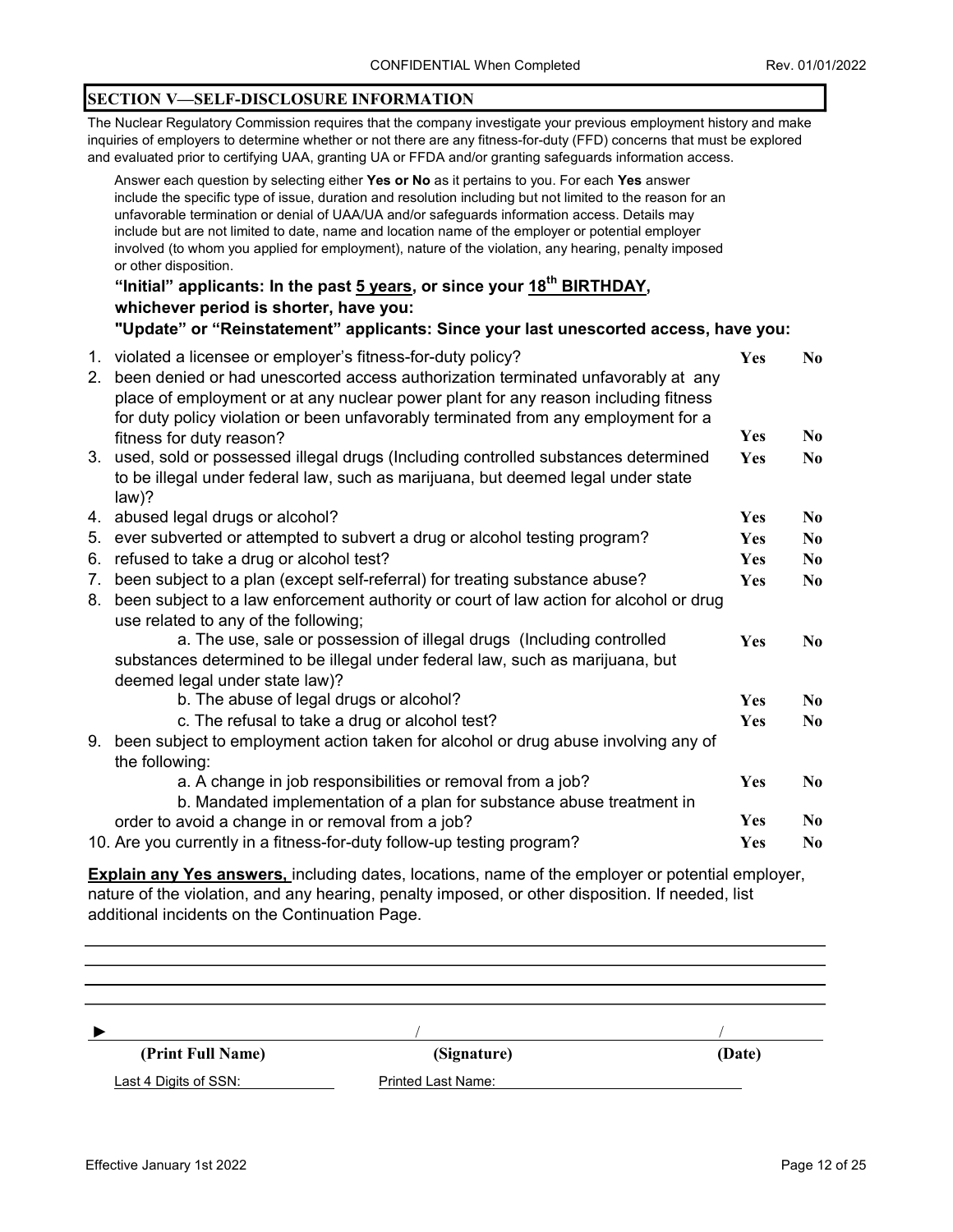CONFIDENTIAL When Completed

## SECTION V—SELF-DISCLOSURE INFORMATION

The Nuclear Regulatory Commission requires that the company investigate your previous employment history and make inquiries of employers to determine whether or not there are any fitness-for-duty (FFD) concerns that must be explored and evaluated prior to certifying UAA, granting UA or FFDA and/or granting safeguards information access.

Answer each question by selecting either **Yes or No** as it pertains to you. For each **Yes** answer include the specific type of issue, duration and resolution including but not limited to the reason for an unfavorable termination or denial of UAA/UA and/or safeguards information access. Details may include but are not limited to date, name and location name of the employer or potential employer involved (to whom you applied for employment), nature of the violation, any hearing, penalty imposed or other disposition.

**"Initial" applicants: In the past 5 years, or since your 18th BIRTHDAY, whichever period is shorter, have you:**

**"Update" or "Reinstatement" applicants: Since your last unescorted access, have you:**

| Question | | |
|---|---|---|
| 1. violated a licensee or employer's fitness-for-duty policy? | Yes | No |
| 2. been denied or had unescorted access authorization terminated unfavorably at any place of employment or at any nuclear power plant for any reason including fitness for duty policy violation or been unfavorably terminated from any employment for a fitness for duty reason? | Yes | No |
| 3. used, sold or possessed illegal drugs (Including controlled substances determined to be illegal under federal law, such as marijuana, but deemed legal under state law)? | Yes | No |
| 4. abused legal drugs or alcohol? | Yes | No |
| 5. ever subverted or attempted to subvert a drug or alcohol testing program? | Yes | No |
| 6. refused to take a drug or alcohol test? | Yes | No |
| 7. been subject to a plan (except self-referral) for treating substance abuse? | Yes | No |
| 8. been subject to a law enforcement authority or court of law action for alcohol or drug use related to any of the following; | | |
| a. The use, sale or possession of illegal drugs (Including controlled substances determined to be illegal under federal law, such as marijuana, but deemed legal under state law)? | Yes | No |
| b. The abuse of legal drugs or alcohol? | Yes | No |
| c. The refusal to take a drug or alcohol test? | Yes | No |
| 9. been subject to employment action taken for alcohol or drug abuse involving any of the following: | | |
| a. A change in job responsibilities or removal from a job? | Yes | No |
| b. Mandated implementation of a plan for substance abuse treatment in order to avoid a change in or removal from a job? | Yes | No |
| 10. Are you currently in a fitness-for-duty follow-up testing program? | Yes | No |

**Explain any Yes answers,** including dates, locations, name of the employer or potential employer, nature of the violation, and any hearing, penalty imposed, or other disposition. If needed, list additional incidents on the Continuation Page.

\_\_\_\_\_\_\_\_\_\_\_\_\_\_\_\_\_\_\_\_\_\_\_\_\_\_\_\_\_\_\_\_\_\_\_\_\_\_\_\_\_\_\_\_\_\_\_\_\_\_\_\_\_\_\_\_\_\_\_\_\_\_\_\_

\_\_\_\_\_\_\_\_\_\_\_\_\_\_\_\_\_\_\_\_\_\_\_\_\_\_\_\_\_\_\_\_\_\_\_\_\_\_\_\_\_\_\_\_\_\_\_\_\_\_\_\_\_\_\_\_\_\_\_\_\_\_\_\_

\_\_\_\_\_\_\_\_\_\_\_\_\_\_\_\_\_\_\_\_\_\_\_\_\_\_\_\_\_\_\_\_\_\_\_\_\_\_\_\_\_\_\_\_\_\_\_\_\_\_\_\_\_\_\_\_\_\_\_\_\_\_\_\_

\_\_\_\_\_\_\_\_\_\_\_\_\_\_\_\_\_\_\_\_\_\_\_\_\_\_\_\_\_\_\_\_\_\_\_\_\_\_\_\_\_\_\_\_\_\_\_\_\_\_\_\_\_\_\_\_\_\_\_\_\_\_\_\_

► \_\_\_\_\_\_\_\_\_\_\_\_\_\_\_\_\_\_\_\_ / \_\_\_\_\_\_\_\_\_\_\_\_\_\_\_\_\_\_\_\_ / \_\_\_\_\_\_\_\_\_\_

**(Print Full Name)** **(Signature)** **(Date)**

Last 4 Digits of SSN: \_\_\_\_\_\_\_\_\_\_ Printed Last Name: \_\_\_\_\_\_\_\_\_\_\_\_\_\_\_\_\_\_\_\_

Effective January 1st 2022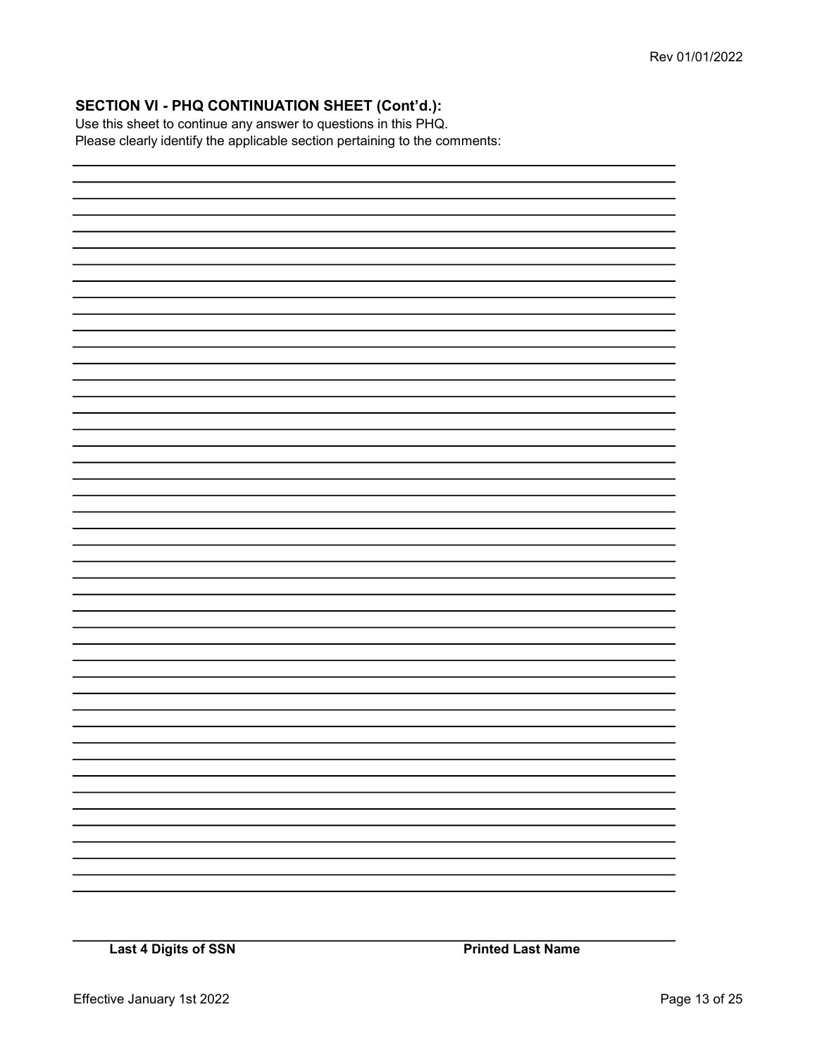## SECTION VI - PHQ CONTINUATION SHEET (Cont'd.):

Use this sheet to continue any answer to questions in this PHQ.
Please clearly identify the applicable section pertaining to the comments:

**Last 4 Digits of SSN** **Printed Last Name**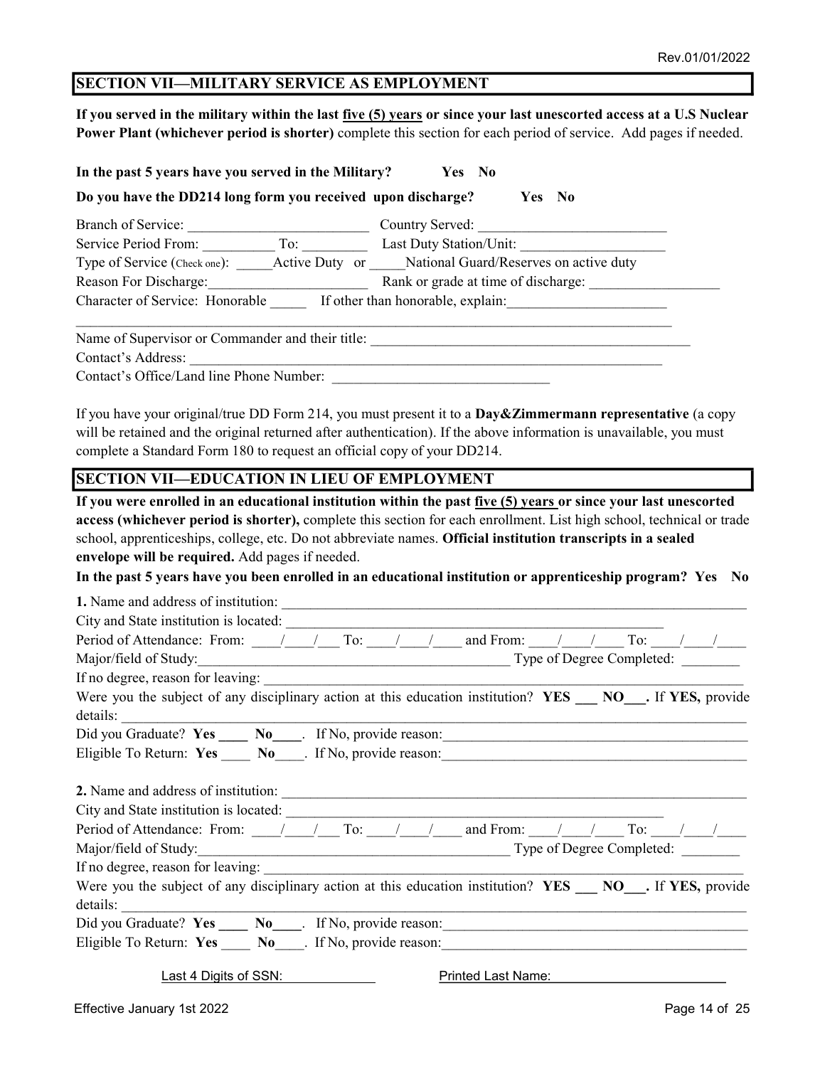## SECTION VII—MILITARY SERVICE AS EMPLOYMENT

**If you served in the military within the last five (5) years or since your last unescorted access at a U.S Nuclear Power Plant (whichever period is shorter)** complete this section for each period of service. Add pages if needed.

**In the past 5 years have you served in the Military? Yes No**

**Do you have the DD214 long form you received upon discharge? Yes No**

Branch of Service: __________________________ Country Served: ___________________________

Service Period From: __________ To: _________ Last Duty Station/Unit: _____________________

Type of Service (Check one): _____Active Duty or _____National Guard/Reserves on active duty

Reason For Discharge:_______________________ Rank or grade at time of discharge: __________________

Character of Service: Honorable _____ If other than honorable, explain:______________________

_____________________________________________________________________________________

Name of Supervisor or Commander and their title: _____________________________________________

Contact's Address: _______________________________________________________________________

Contact's Office/Land line Phone Number: ______________________________

If you have your original/true DD Form 214, you must present it to a **Day&Zimmermann representative** (a copy will be retained and the original returned after authentication). If the above information is unavailable, you must complete a Standard Form 180 to request an official copy of your DD214.

## SECTION VII—EDUCATION IN LIEU OF EMPLOYMENT

**If you were enrolled in an educational institution within the past five (5) years or since your last unescorted access (whichever period is shorter),** complete this section for each enrollment. List high school, technical or trade school, apprenticeships, college, etc. Do not abbreviate names. **Official institution transcripts in a sealed envelope will be required.** Add pages if needed.

**In the past 5 years have you been enrolled in an educational institution or apprenticeship program? Yes No**

**1.** Name and address of institution: ____________________________________________________________

City and State institution is located: ______________________________________________________

Period of Attendance: From: ____/____/___ To: ____/____/____ and From: ____/____/____ To: ____/____/____

Major/field of Study:____________________________________________ Type of Degree Completed: ________

If no degree, reason for leaving: ____________________________________________________________

Were you the subject of any disciplinary action at this education institution? **YES ___ NO___.** If **YES,** provide details: _____________________________________________________________________________

Did you Graduate? **Yes ____ No____**. If No, provide reason:__________________________________________

Eligible To Return: **Yes ____ No____**. If No, provide reason:__________________________________________

**2.** Name and address of institution: ____________________________________________________________

City and State institution is located: ______________________________________________________

Period of Attendance: From: ____/____/___ To: ____/____/____ and From: ____/____/____ To: ____/____/____

Major/field of Study:____________________________________________ Type of Degree Completed: ________

If no degree, reason for leaving: ____________________________________________________________

Were you the subject of any disciplinary action at this education institution? **YES ___ NO___.** If **YES,** provide details: _____________________________________________________________________________

Did you Graduate? **Yes ____ No____**. If No, provide reason:__________________________________________

Eligible To Return: **Yes ____ No____**. If No, provide reason:__________________________________________

Last 4 Digits of SSN: ____________ Printed Last Name: ______________________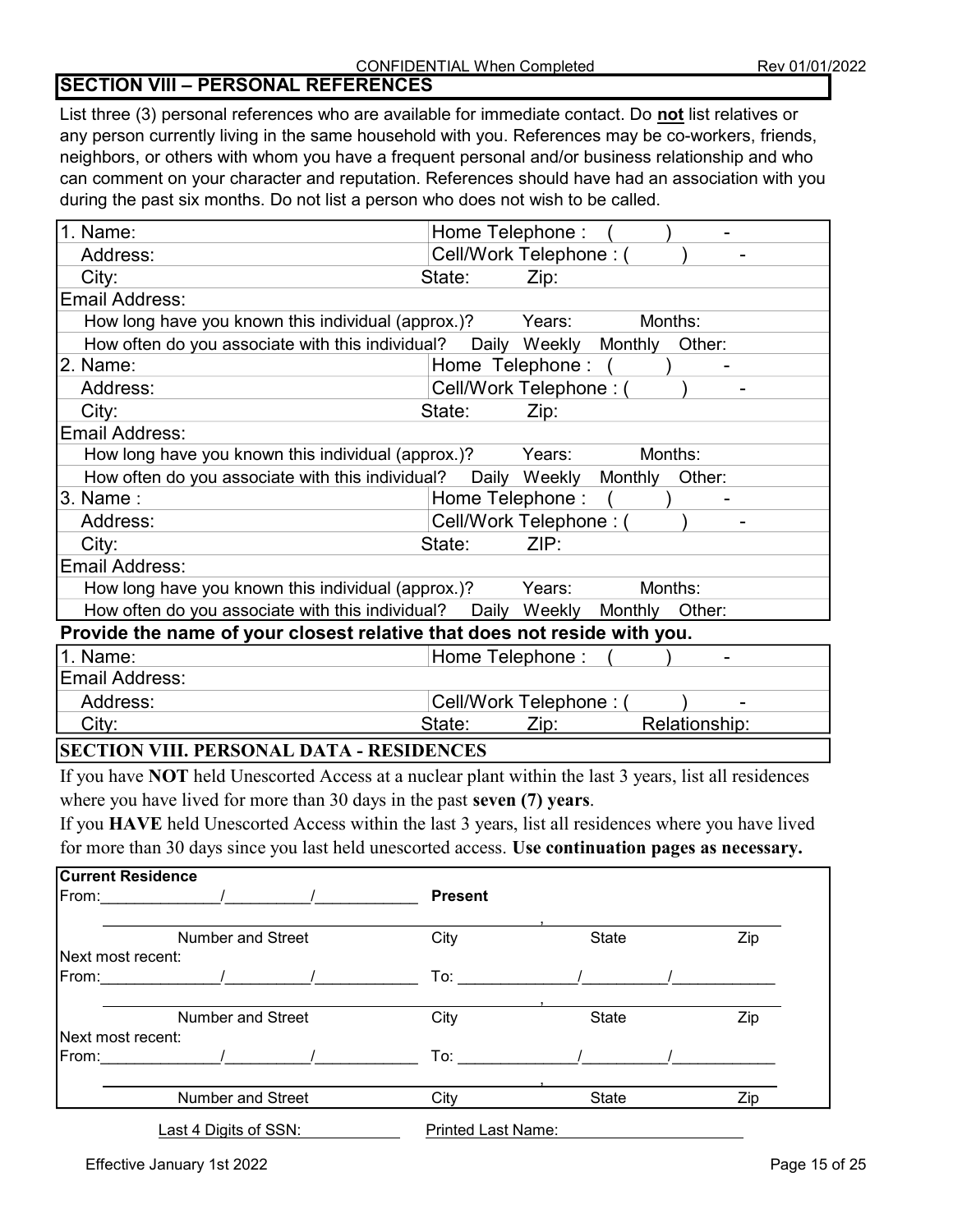CONFIDENTIAL When Completed

## SECTION VIII – PERSONAL REFERENCES

List three (3) personal references who are available for immediate contact. Do **not** list relatives or any person currently living in the same household with you. References may be co-workers, friends, neighbors, or others with whom you have a frequent personal and/or business relationship and who can comment on your character and reputation. References should have had an association with you during the past six months. Do not list a person who does not wish to be called.

| | |
|---|---|
| 1. Name: | Home Telephone : ( ) - |
| Address: | Cell/Work Telephone : ( ) - |
| City: | State: Zip: |
| Email Address: | |
| How long have you known this individual (approx.)? | Years: Months: |
| How often do you associate with this individual? | Daily Weekly Monthly Other: |
| 2. Name: | Home Telephone : ( ) - |
| Address: | Cell/Work Telephone : ( ) - |
| City: | State: Zip: |
| Email Address: | |
| How long have you known this individual (approx.)? | Years: Months: |
| How often do you associate with this individual? | Daily Weekly Monthly Other: |
| 3. Name : | Home Telephone : ( ) - |
| Address: | Cell/Work Telephone : ( ) - |
| City: | State: ZIP: |
| Email Address: | |
| How long have you known this individual (approx.)? | Years: Months: |
| How often do you associate with this individual? | Daily Weekly Monthly Other: |

**Provide the name of your closest relative that does not reside with you.**

| | |
|---|---|
| 1. Name: | Home Telephone : ( ) - |
| Email Address: | |
| Address: | Cell/Work Telephone : ( ) - |
| City: | State: Zip: Relationship: |

## SECTION VIII. PERSONAL DATA - RESIDENCES

If you have **NOT** held Unescorted Access at a nuclear plant within the last 3 years, list all residences where you have lived for more than 30 days in the past **seven (7) years**.

If you **HAVE** held Unescorted Access within the last 3 years, list all residences where you have lived for more than 30 days since you last held unescorted access. **Use continuation pages as necessary.**

**Current Residence**

From:\_\_\_\_\_\_/\_\_\_\_\_\_/\_\_\_\_\_\_ **Present**

Number and Street | City, State | Zip

Next most recent:

From:\_\_\_\_\_\_/\_\_\_\_\_\_/\_\_\_\_\_\_ To: \_\_\_\_\_\_/\_\_\_\_\_\_/\_\_\_\_\_\_

Number and Street | City, State | Zip

Next most recent:

From:\_\_\_\_\_\_/\_\_\_\_\_\_/\_\_\_\_\_\_ To: \_\_\_\_\_\_/\_\_\_\_\_\_/\_\_\_\_\_\_

Number and Street | City, State | Zip

Last 4 Digits of SSN: \_\_\_\_\_\_ Printed Last Name: \_\_\_\_\_\_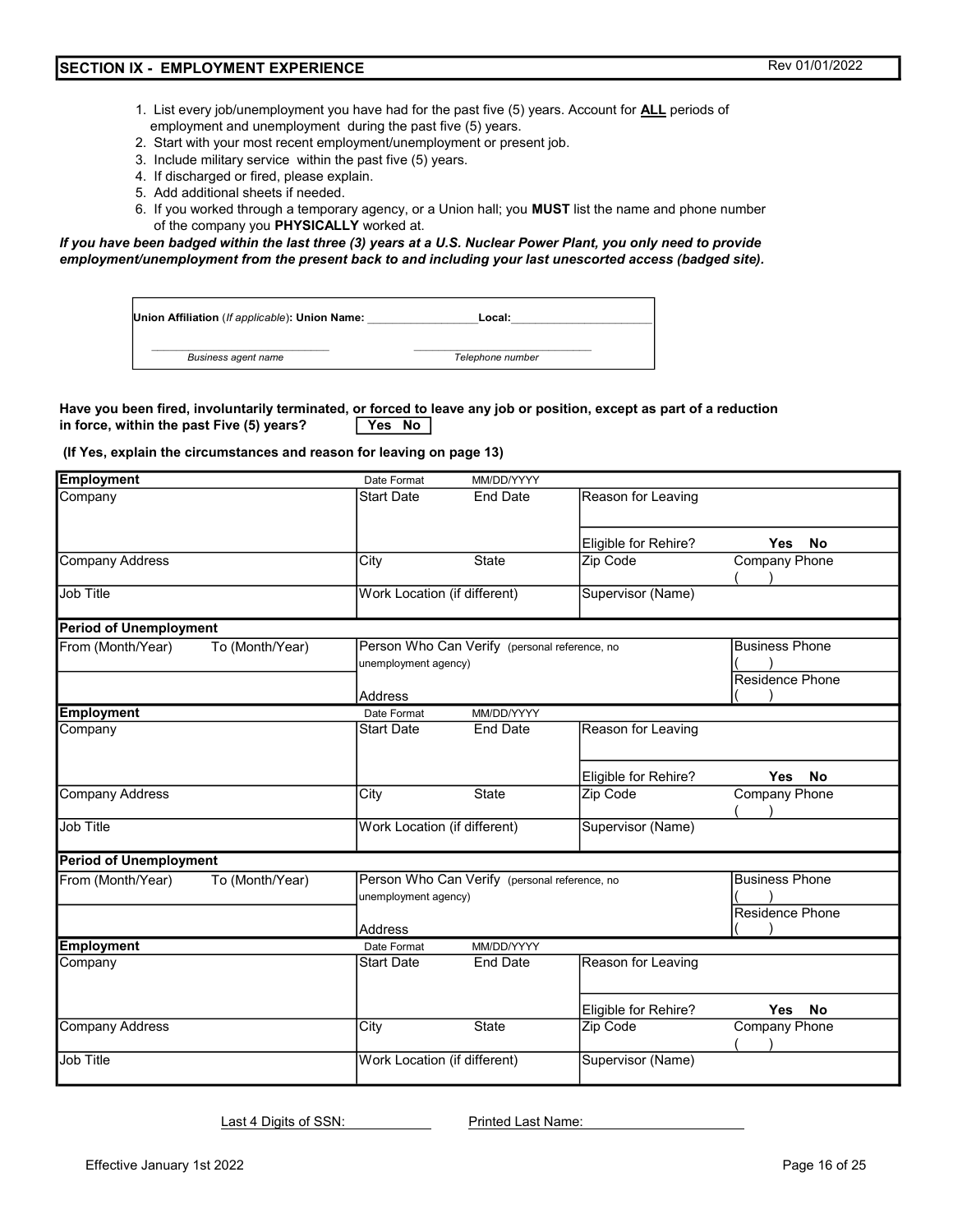## SECTION IX - EMPLOYMENT EXPERIENCE

Rev 01/01/2022

1. List every job/unemployment you have had for the past five (5) years. Account for **ALL** periods of employment and unemployment during the past five (5) years.
2. Start with your most recent employment/unemployment or present job.
3. Include military service within the past five (5) years.
4. If discharged or fired, please explain.
5. Add additional sheets if needed.
6. If you worked through a temporary agency, or a Union hall; you **MUST** list the name and phone number of the company you **PHYSICALLY** worked at.

***If you have been badged within the last three (3) years at a U.S. Nuclear Power Plant, you only need to provide employment/unemployment from the present back to and including your last unescorted access (badged site).***

**Union Affiliation** (*If applicable*)**: Union Name:** ________________ **Local:** ________________

________________ ________________
*Business agent name* *Telephone number*

**Have you been fired, involuntarily terminated, or forced to leave any job or position, except as part of a reduction in force, within the past Five (5) years?** **Yes No**

**(If Yes, explain the circumstances and reason for leaving on page 13)**

| **Employment** | | Date Format MM/DD/YYYY | | | |
|---|---|---|---|---|---|
| Company | | Start Date | End Date | Reason for Leaving | |
| | | | | Eligible for Rehire? | **Yes No** |
| Company Address | | City | State | Zip Code | Company Phone ( ) |
| Job Title | | Work Location (if different) | | Supervisor (Name) | |
| **Period of Unemployment** | | | | | |
| From (Month/Year) | To (Month/Year) | Person Who Can Verify (personal reference, no unemployment agency) | | | Business Phone ( ) |
| | | Address | | | Residence Phone ( ) |
| **Employment** | | Date Format MM/DD/YYYY | | | |
| Company | | Start Date | End Date | Reason for Leaving | |
| | | | | Eligible for Rehire? | **Yes No** |
| Company Address | | City | State | Zip Code | Company Phone ( ) |
| Job Title | | Work Location (if different) | | Supervisor (Name) | |
| **Period of Unemployment** | | | | | |
| From (Month/Year) | To (Month/Year) | Person Who Can Verify (personal reference, no unemployment agency) | | | Business Phone ( ) |
| | | Address | | | Residence Phone ( ) |
| **Employment** | | Date Format MM/DD/YYYY | | | |
| Company | | Start Date | End Date | Reason for Leaving | |
| | | | | Eligible for Rehire? | **Yes No** |
| Company Address | | City | State | Zip Code | Company Phone ( ) |
| Job Title | | Work Location (if different) | | Supervisor (Name) | |

Last 4 Digits of SSN: ____________ Printed Last Name: ________________

Effective January 1st 2022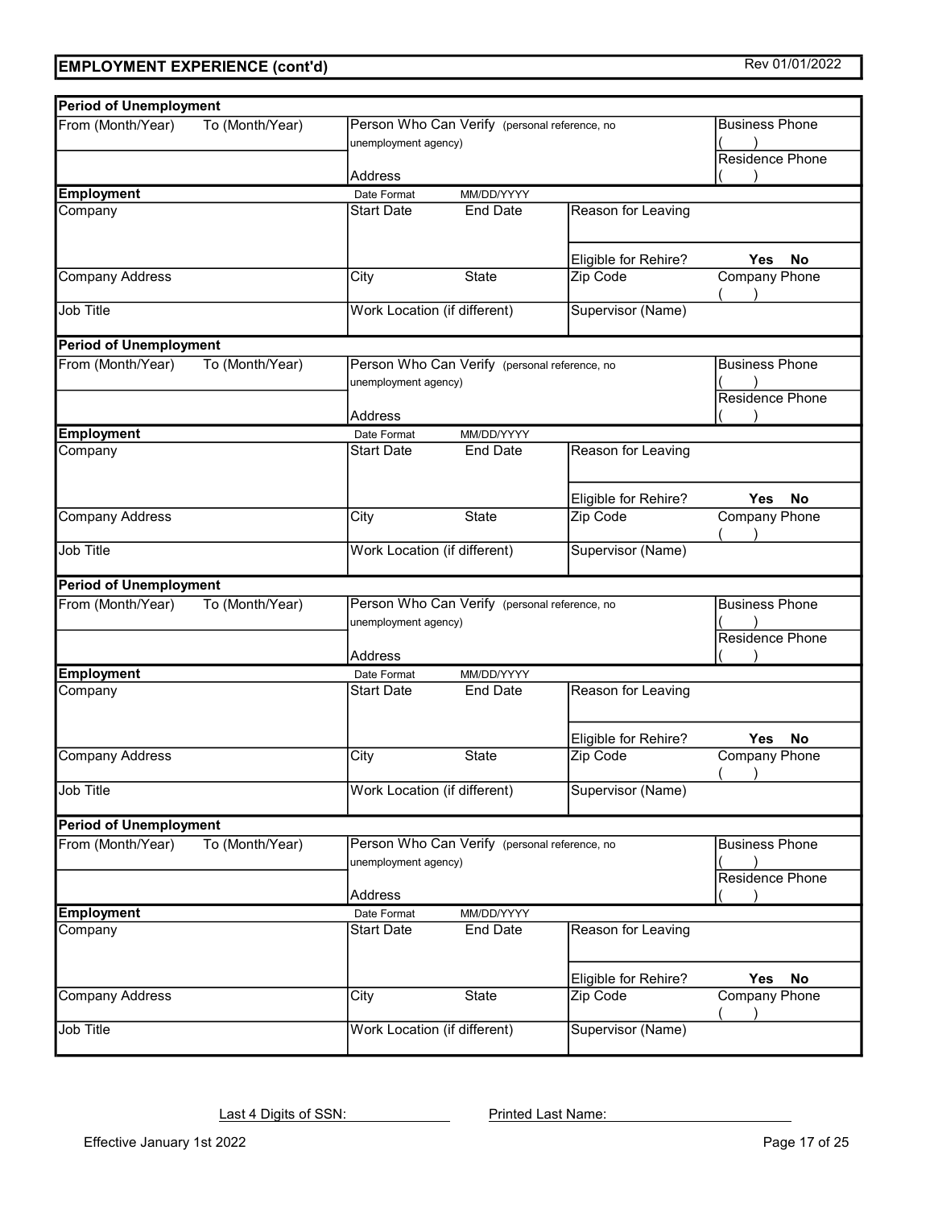## EMPLOYMENT EXPERIENCE (cont'd)

Rev 01/01/2022

| **Period of Unemployment** | | | | | |
|---|---|---|---|---|---|
| From (Month/Year) | To (Month/Year) | Person Who Can Verify (personal reference, no unemployment agency) | | | Business Phone ( ) |
| | | Address | | | Residence Phone ( ) |
| **Employment** | | Date Format MM/DD/YYYY | | | |
| Company | | Start Date | End Date | Reason for Leaving | |
| | | | | Eligible for Rehire? | **Yes No** |
| Company Address | | City | State | Zip Code | Company Phone ( ) |
| Job Title | | Work Location (if different) | | Supervisor (Name) | |

| **Period of Unemployment** | | | | | |
|---|---|---|---|---|---|
| From (Month/Year) | To (Month/Year) | Person Who Can Verify (personal reference, no unemployment agency) | | | Business Phone ( ) |
| | | Address | | | Residence Phone ( ) |
| **Employment** | | Date Format MM/DD/YYYY | | | |
| Company | | Start Date | End Date | Reason for Leaving | |
| | | | | Eligible for Rehire? | **Yes No** |
| Company Address | | City | State | Zip Code | Company Phone ( ) |
| Job Title | | Work Location (if different) | | Supervisor (Name) | |

| **Period of Unemployment** | | | | | |
|---|---|---|---|---|---|
| From (Month/Year) | To (Month/Year) | Person Who Can Verify (personal reference, no unemployment agency) | | | Business Phone ( ) |
| | | Address | | | Residence Phone ( ) |
| **Employment** | | Date Format MM/DD/YYYY | | | |
| Company | | Start Date | End Date | Reason for Leaving | |
| | | | | Eligible for Rehire? | **Yes No** |
| Company Address | | City | State | Zip Code | Company Phone ( ) |
| Job Title | | Work Location (if different) | | Supervisor (Name) | |

| **Period of Unemployment** | | | | | |
|---|---|---|---|---|---|
| From (Month/Year) | To (Month/Year) | Person Who Can Verify (personal reference, no unemployment agency) | | | Business Phone ( ) |
| | | Address | | | Residence Phone ( ) |
| **Employment** | | Date Format MM/DD/YYYY | | | |
| Company | | Start Date | End Date | Reason for Leaving | |
| | | | | Eligible for Rehire? | **Yes No** |
| Company Address | | City | State | Zip Code | Company Phone ( ) |
| Job Title | | Work Location (if different) | | Supervisor (Name) | |

Last 4 Digits of SSN: ____________ Printed Last Name: ______________________

Effective January 1st 2022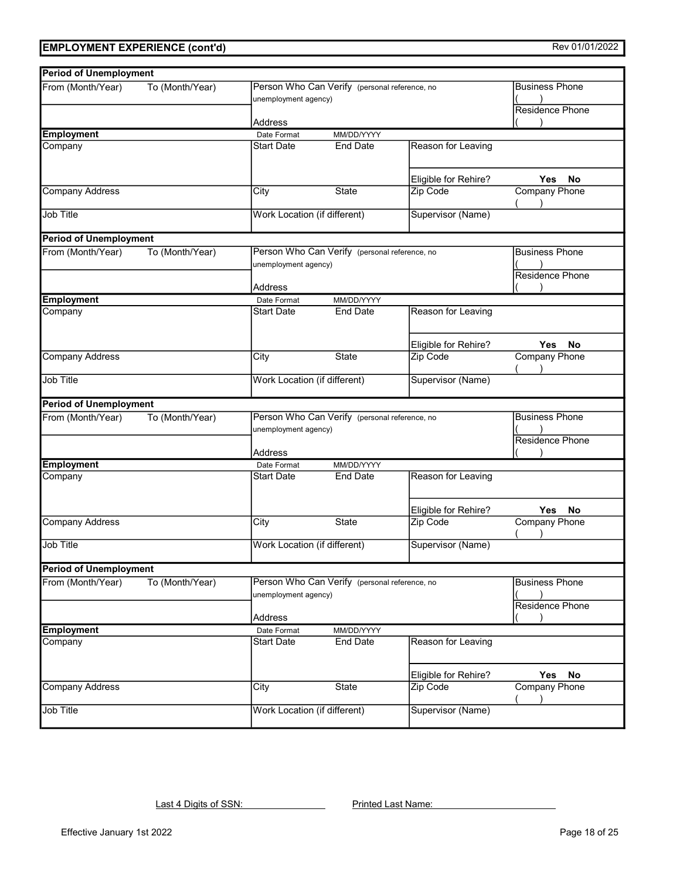## EMPLOYMENT EXPERIENCE (cont'd)

Rev 01/01/2022

| **Period of Unemployment** | | | | | |
|---|---|---|---|---|---|
| From (Month/Year) | To (Month/Year) | Person Who Can Verify (personal reference, no unemployment agency) | | | Business Phone ( ) |
| | | Address | | | Residence Phone ( ) |
| **Employment** | | Date Format | MM/DD/YYYY | | |
| Company | | Start Date | End Date | Reason for Leaving | |
| | | | | Eligible for Rehire? | **Yes No** |
| Company Address | | City | State | Zip Code | Company Phone ( ) |
| Job Title | | Work Location (if different) | | Supervisor (Name) | |

| **Period of Unemployment** | | | | | |
|---|---|---|---|---|---|
| From (Month/Year) | To (Month/Year) | Person Who Can Verify (personal reference, no unemployment agency) | | | Business Phone ( ) |
| | | Address | | | Residence Phone ( ) |
| **Employment** | | Date Format | MM/DD/YYYY | | |
| Company | | Start Date | End Date | Reason for Leaving | |
| | | | | Eligible for Rehire? | **Yes No** |
| Company Address | | City | State | Zip Code | Company Phone ( ) |
| Job Title | | Work Location (if different) | | Supervisor (Name) | |

| **Period of Unemployment** | | | | | |
|---|---|---|---|---|---|
| From (Month/Year) | To (Month/Year) | Person Who Can Verify (personal reference, no unemployment agency) | | | Business Phone ( ) |
| | | Address | | | Residence Phone ( ) |
| **Employment** | | Date Format | MM/DD/YYYY | | |
| Company | | Start Date | End Date | Reason for Leaving | |
| | | | | Eligible for Rehire? | **Yes No** |
| Company Address | | City | State | Zip Code | Company Phone ( ) |
| Job Title | | Work Location (if different) | | Supervisor (Name) | |

| **Period of Unemployment** | | | | | |
|---|---|---|---|---|---|
| From (Month/Year) | To (Month/Year) | Person Who Can Verify (personal reference, no unemployment agency) | | | Business Phone ( ) |
| | | Address | | | Residence Phone ( ) |
| **Employment** | | Date Format | MM/DD/YYYY | | |
| Company | | Start Date | End Date | Reason for Leaving | |
| | | | | Eligible for Rehire? | **Yes No** |
| Company Address | | City | State | Zip Code | Company Phone ( ) |
| Job Title | | Work Location (if different) | | Supervisor (Name) | |

Last 4 Digits of SSN: ____________ Printed Last Name: ____________________

Effective January 1st 2022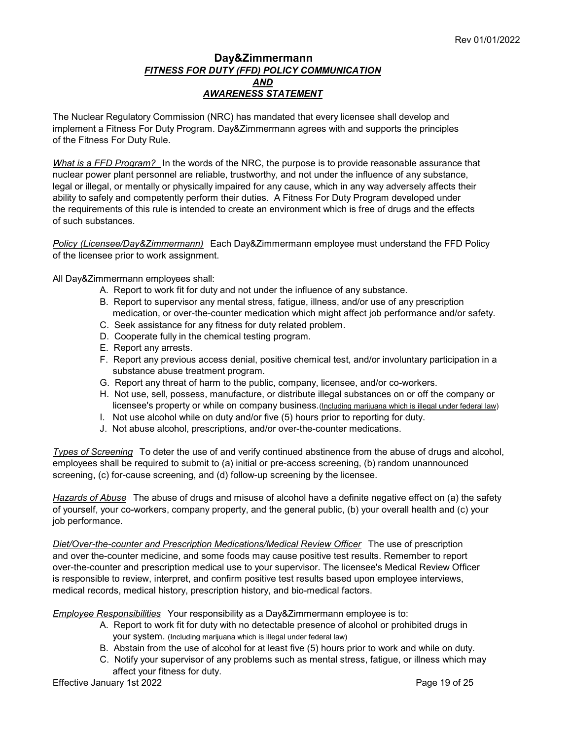## Day&Zimmermann

### *FITNESS FOR DUTY (FFD) POLICY COMMUNICATION AND AWARENESS STATEMENT*

The Nuclear Regulatory Commission (NRC) has mandated that every licensee shall develop and implement a Fitness For Duty Program. Day&Zimmermann agrees with and supports the principles of the Fitness For Duty Rule.

*What is a FFD Program?* In the words of the NRC, the purpose is to provide reasonable assurance that nuclear power plant personnel are reliable, trustworthy, and not under the influence of any substance, legal or illegal, or mentally or physically impaired for any cause, which in any way adversely affects their ability to safely and competently perform their duties. A Fitness For Duty Program developed under the requirements of this rule is intended to create an environment which is free of drugs and the effects of such substances.

*Policy (Licensee/Day&Zimmermann)* Each Day&Zimmermann employee must understand the FFD Policy of the licensee prior to work assignment.

All Day&Zimmermann employees shall:

- A. Report to work fit for duty and not under the influence of any substance.
- B. Report to supervisor any mental stress, fatigue, illness, and/or use of any prescription medication, or over-the-counter medication which might affect job performance and/or safety.
- C. Seek assistance for any fitness for duty related problem.
- D. Cooperate fully in the chemical testing program.
- E. Report any arrests.
- F. Report any previous access denial, positive chemical test, and/or involuntary participation in a substance abuse treatment program.
- G. Report any threat of harm to the public, company, licensee, and/or co-workers.
- H. Not use, sell, possess, manufacture, or distribute illegal substances on or off the company or licensee's property or while on company business.(Including marijuana which is illegal under federal law)
- I. Not use alcohol while on duty and/or five (5) hours prior to reporting for duty.
- J. Not abuse alcohol, prescriptions, and/or over-the-counter medications.

*Types of Screening* To deter the use of and verify continued abstinence from the abuse of drugs and alcohol, employees shall be required to submit to (a) initial or pre-access screening, (b) random unannounced screening, (c) for-cause screening, and (d) follow-up screening by the licensee.

*Hazards of Abuse* The abuse of drugs and misuse of alcohol have a definite negative effect on (a) the safety of yourself, your co-workers, company property, and the general public, (b) your overall health and (c) your job performance.

*Diet/Over-the-counter and Prescription Medications/Medical Review Officer* The use of prescription and over the-counter medicine, and some foods may cause positive test results. Remember to report over-the-counter and prescription medical use to your supervisor. The licensee's Medical Review Officer is responsible to review, interpret, and confirm positive test results based upon employee interviews, medical records, medical history, prescription history, and bio-medical factors.

*Employee Responsibilities* Your responsibility as a Day&Zimmermann employee is to:

- A. Report to work fit for duty with no detectable presence of alcohol or prohibited drugs in your system. (Including marijuana which is illegal under federal law)
- B. Abstain from the use of alcohol for at least five (5) hours prior to work and while on duty.
- C. Notify your supervisor of any problems such as mental stress, fatigue, or illness which may affect your fitness for duty.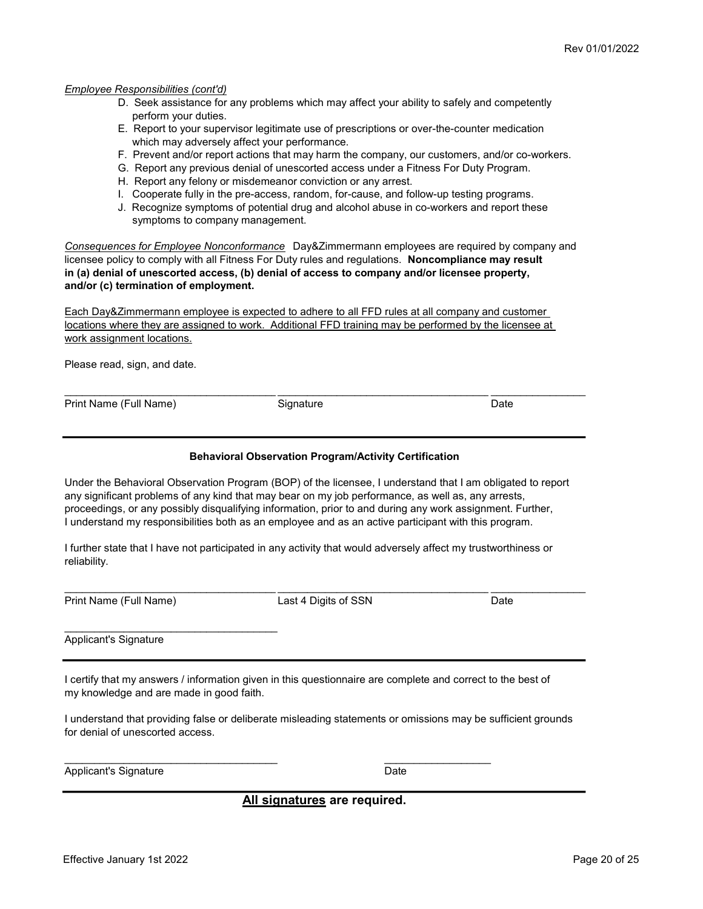*Employee Responsibilities (cont'd)*

D. Seek assistance for any problems which may affect your ability to safely and competently perform your duties.
E. Report to your supervisor legitimate use of prescriptions or over-the-counter medication which may adversely affect your performance.
F. Prevent and/or report actions that may harm the company, our customers, and/or co-workers.
G. Report any previous denial of unescorted access under a Fitness For Duty Program.
H. Report any felony or misdemeanor conviction or any arrest.
I. Cooperate fully in the pre-access, random, for-cause, and follow-up testing programs.
J. Recognize symptoms of potential drug and alcohol abuse in co-workers and report these symptoms to company management.

*Consequences for Employee Nonconformance* Day&Zimmermann employees are required by company and licensee policy to comply with all Fitness For Duty rules and regulations. **Noncompliance may result in (a) denial of unescorted access, (b) denial of access to company and/or licensee property, and/or (c) termination of employment.**

Each Day&Zimmermann employee is expected to adhere to all FFD rules at all company and customer locations where they are assigned to work. Additional FFD training may be performed by the licensee at work assignment locations.

Please read, sign, and date.

\_\_\_\_\_\_\_\_\_\_\_\_\_\_\_\_\_\_\_\_\_\_\_\_\_\_\_\_\_\_\_\_ \_\_\_\_\_\_\_\_\_\_\_\_\_\_\_\_\_\_\_\_\_\_\_\_\_\_\_\_\_\_\_\_ \_\_\_\_\_\_\_\_\_\_\_\_\_\_\_

Print Name (Full Name) Signature Date

---

**Behavioral Observation Program/Activity Certification**

Under the Behavioral Observation Program (BOP) of the licensee, I understand that I am obligated to report any significant problems of any kind that may bear on my job performance, as well as, any arrests, proceedings, or any possibly disqualifying information, prior to and during any work assignment. Further, I understand my responsibilities both as an employee and as an active participant with this program.

I further state that I have not participated in any activity that would adversely affect my trustworthiness or reliability.

\_\_\_\_\_\_\_\_\_\_\_\_\_\_\_\_\_\_\_\_\_\_\_\_\_\_\_\_\_\_\_\_ \_\_\_\_\_\_\_\_\_\_\_\_\_\_\_\_\_\_\_\_\_\_\_\_\_\_\_\_\_\_\_\_ \_\_\_\_\_\_\_\_\_\_\_\_\_\_\_

Print Name (Full Name) Last 4 Digits of SSN Date

\_\_\_\_\_\_\_\_\_\_\_\_\_\_\_\_\_\_\_\_\_\_\_\_\_\_\_\_\_\_\_\_

Applicant's Signature

---

I certify that my answers / information given in this questionnaire are complete and correct to the best of my knowledge and are made in good faith.

I understand that providing false or deliberate misleading statements or omissions may be sufficient grounds for denial of unescorted access.

\_\_\_\_\_\_\_\_\_\_\_\_\_\_\_\_\_\_\_\_\_\_\_\_\_\_\_\_\_\_\_\_ \_\_\_\_\_\_\_\_\_\_\_\_\_\_\_\_\_

Applicant's Signature Date

---

**<u>All signatures</u> are required.**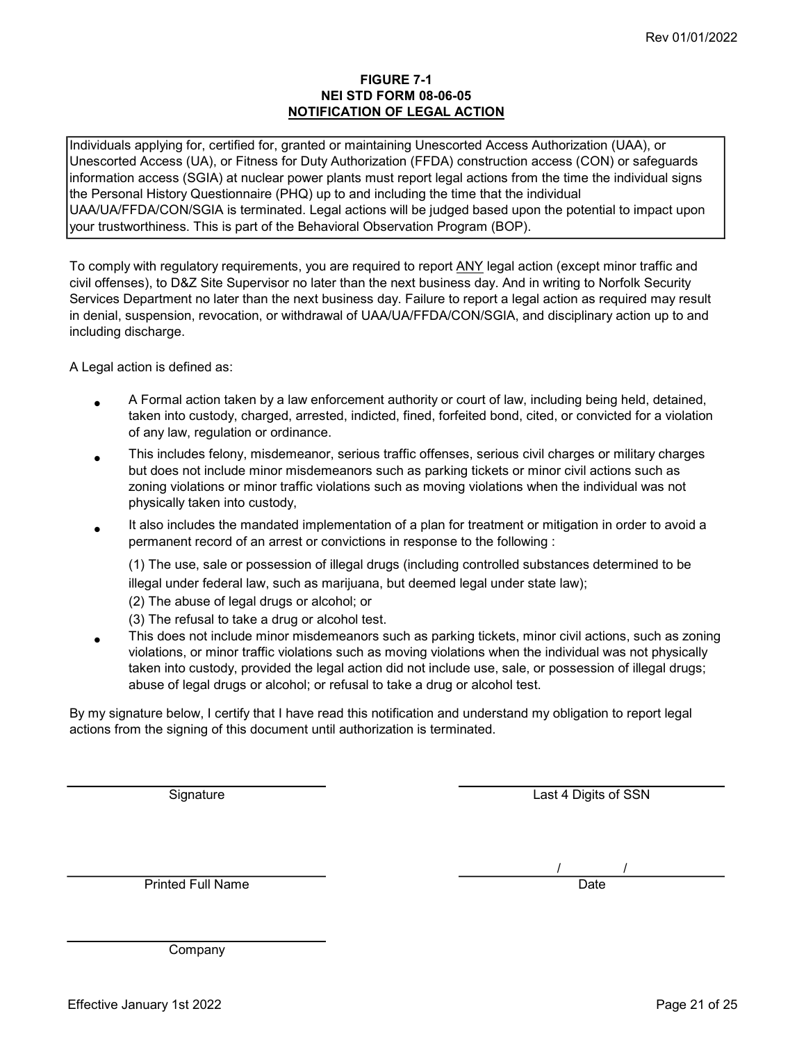**FIGURE 7-1**
**NEI STD FORM 08-06-05**
**NOTIFICATION OF LEGAL ACTION**

> Individuals applying for, certified for, granted or maintaining Unescorted Access Authorization (UAA), or Unescorted Access (UA), or Fitness for Duty Authorization (FFDA) construction access (CON) or safeguards information access (SGIA) at nuclear power plants must report legal actions from the time the individual signs the Personal History Questionnaire (PHQ) up to and including the time that the individual UAA/UA/FFDA/CON/SGIA is terminated. Legal actions will be judged based upon the potential to impact upon your trustworthiness. This is part of the Behavioral Observation Program (BOP).

To comply with regulatory requirements, you are required to report <u>ANY</u> legal action (except minor traffic and civil offenses), to D&Z Site Supervisor no later than the next business day. And in writing to Norfolk Security Services Department no later than the next business day. Failure to report a legal action as required may result in denial, suspension, revocation, or withdrawal of UAA/UA/FFDA/CON/SGIA, and disciplinary action up to and including discharge.

A Legal action is defined as:

- A Formal action taken by a law enforcement authority or court of law, including being held, detained, taken into custody, charged, arrested, indicted, fined, forfeited bond, cited, or convicted for a violation of any law, regulation or ordinance.
- This includes felony, misdemeanor, serious traffic offenses, serious civil charges or military charges but does not include minor misdemeanors such as parking tickets or minor civil actions such as zoning violations or minor traffic violations such as moving violations when the individual was not physically taken into custody,
- It also includes the mandated implementation of a plan for treatment or mitigation in order to avoid a permanent record of an arrest or convictions in response to the following :

  (1) The use, sale or possession of illegal drugs (including controlled substances determined to be illegal under federal law, such as marijuana, but deemed legal under state law);
  (2) The abuse of legal drugs or alcohol; or
  (3) The refusal to take a drug or alcohol test.
- This does not include minor misdemeanors such as parking tickets, minor civil actions, such as zoning violations, or minor traffic violations such as moving violations when the individual was not physically taken into custody, provided the legal action did not include use, sale, or possession of illegal drugs; abuse of legal drugs or alcohol; or refusal to take a drug or alcohol test.

By my signature below, I certify that I have read this notification and understand my obligation to report legal actions from the signing of this document until authorization is terminated.

\_\_\_\_\_\_\_\_\_\_\_\_\_\_\_\_\_\_\_\_\_\_\_\_\_\_\_\_\_\_ &nbsp;&nbsp;&nbsp;&nbsp; \_\_\_\_\_\_\_\_\_\_\_\_\_\_\_\_\_\_\_\_\_\_\_\_\_\_\_\_\_\_
Signature &nbsp;&nbsp;&nbsp;&nbsp; Last 4 Digits of SSN

\_\_\_\_\_\_\_\_\_\_\_\_\_\_\_\_\_\_\_\_\_\_\_\_\_\_\_\_\_\_ &nbsp;&nbsp;&nbsp;&nbsp; \_\_\_\_\_\_\_\_\_ / \_\_\_\_\_\_\_\_\_ / \_\_\_\_\_\_\_\_\_
Printed Full Name &nbsp;&nbsp;&nbsp;&nbsp; Date

\_\_\_\_\_\_\_\_\_\_\_\_\_\_\_\_\_\_\_\_\_\_\_\_\_\_\_\_\_\_
Company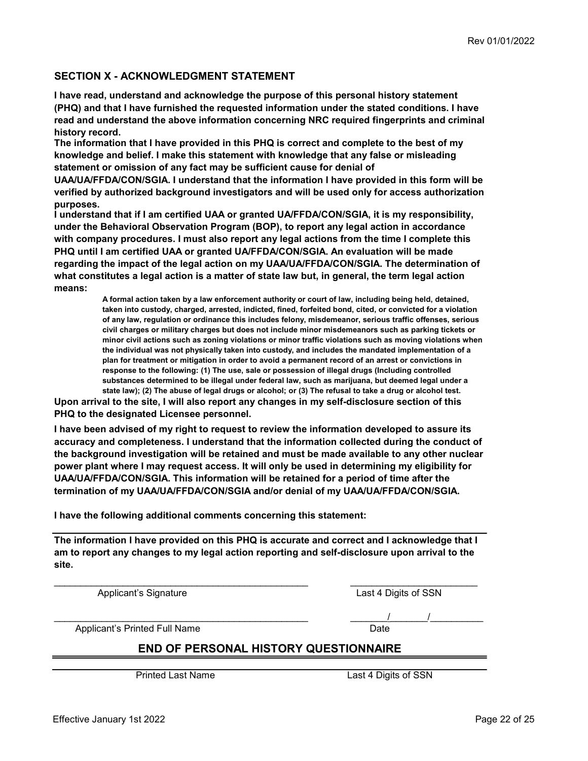## SECTION X - ACKNOWLEDGMENT STATEMENT

**I have read, understand and acknowledge the purpose of this personal history statement (PHQ) and that I have furnished the requested information under the stated conditions. I have read and understand the above information concerning NRC required fingerprints and criminal history record.**

**The information that I have provided in this PHQ is correct and complete to the best of my knowledge and belief. I make this statement with knowledge that any false or misleading statement or omission of any fact may be sufficient cause for denial of UAA/UA/FFDA/CON/SGIA. I understand that the information I have provided in this form will be verified by authorized background investigators and will be used only for access authorization purposes.**

**I understand that if I am certified UAA or granted UA/FFDA/CON/SGIA, it is my responsibility, under the Behavioral Observation Program (BOP), to report any legal action in accordance with company procedures. I must also report any legal actions from the time I complete this PHQ until I am certified UAA or granted UA/FFDA/CON/SGIA. An evaluation will be made regarding the impact of the legal action on my UAA/UA/FFDA/CON/SGIA. The determination of what constitutes a legal action is a matter of state law but, in general, the term legal action means:**

> **A formal action taken by a law enforcement authority or court of law, including being held, detained, taken into custody, charged, arrested, indicted, fined, forfeited bond, cited, or convicted for a violation of any law, regulation or ordinance this includes felony, misdemeanor, serious traffic offenses, serious civil charges or military charges but does not include minor misdemeanors such as parking tickets or minor civil actions such as zoning violations or minor traffic violations such as moving violations when the individual was not physically taken into custody, and includes the mandated implementation of a plan for treatment or mitigation in order to avoid a permanent record of an arrest or convictions in response to the following: (1) The use, sale or possession of illegal drugs (Including controlled substances determined to be illegal under federal law, such as marijuana, but deemed legal under a state law); (2) The abuse of legal drugs or alcohol; or (3) The refusal to take a drug or alcohol test.**

**Upon arrival to the site, I will also report any changes in my self-disclosure section of this PHQ to the designated Licensee personnel.**

**I have been advised of my right to request to review the information developed to assure its accuracy and completeness. I understand that the information collected during the conduct of the background investigation will be retained and must be made available to any other nuclear power plant where I may request access. It will only be used in determining my eligibility for UAA/UA/FFDA/CON/SGIA. This information will be retained for a period of time after the termination of my UAA/UA/FFDA/CON/SGIA and/or denial of my UAA/UA/FFDA/CON/SGIA.**

**I have the following additional comments concerning this statement:**

---

**The information I have provided on this PHQ is accurate and correct and I acknowledge that I am to report any changes to my legal action reporting and self-disclosure upon arrival to the site.**

\_\_\_\_\_\_\_\_\_\_\_\_\_\_\_\_\_\_\_\_\_\_\_\_\_\_\_\_\_\_\_\_\_\_\_\_\_\_\_\_ \_\_\_\_\_\_\_\_\_\_\_\_\_\_\_\_\_\_\_\_

Applicant's Signature | Last 4 Digits of SSN

\_\_\_\_\_\_\_\_\_\_\_\_\_\_\_\_\_\_\_\_\_\_\_\_\_\_\_\_\_\_\_\_\_\_\_\_\_\_\_\_ \_\_\_\_\_\_/\_\_\_\_\_\_/\_\_\_\_\_\_\_\_

Applicant's Printed Full Name | Date

## END OF PERSONAL HISTORY QUESTIONNAIRE

Printed Last Name | Last 4 Digits of SSN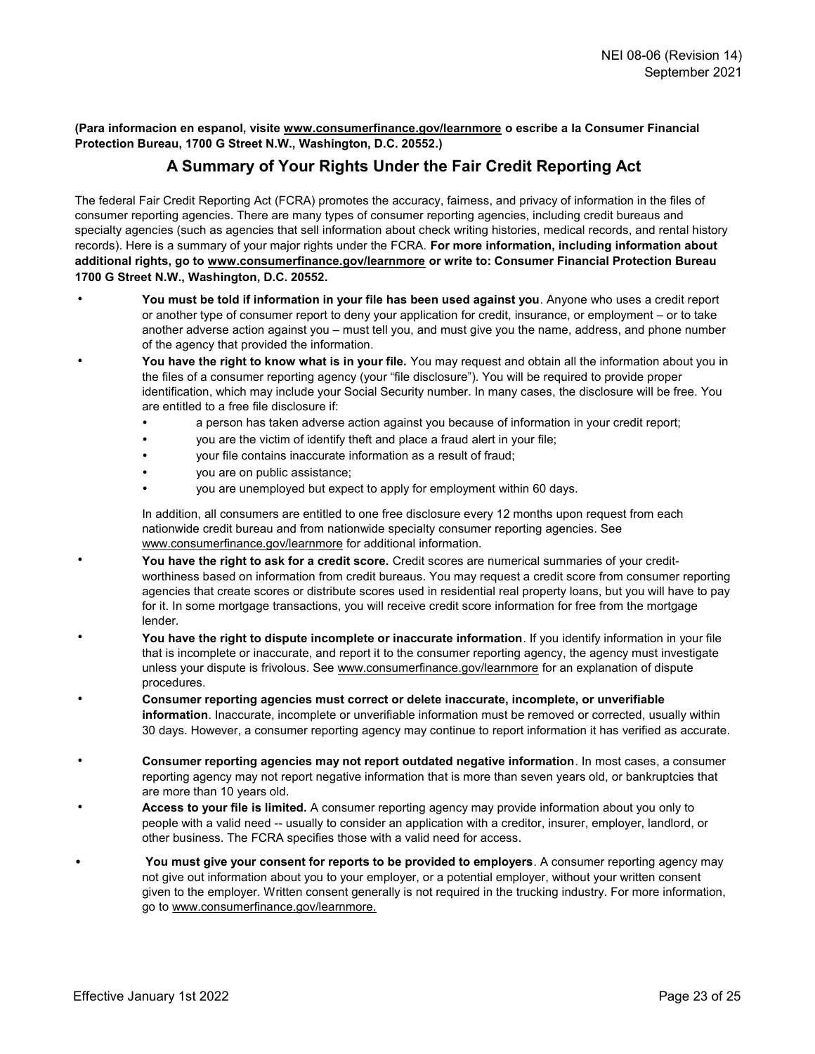**(Para informacion en espanol, visite www.consumerfinance.gov/learnmore o escribe a la Consumer Financial Protection Bureau, 1700 G Street N.W., Washington, D.C. 20552.)**

## A Summary of Your Rights Under the Fair Credit Reporting Act

The federal Fair Credit Reporting Act (FCRA) promotes the accuracy, fairness, and privacy of information in the files of consumer reporting agencies. There are many types of consumer reporting agencies, including credit bureaus and specialty agencies (such as agencies that sell information about check writing histories, medical records, and rental history records). Here is a summary of your major rights under the FCRA. **For more information, including information about additional rights, go to www.consumerfinance.gov/learnmore or write to: Consumer Financial Protection Bureau 1700 G Street N.W., Washington, D.C. 20552.**

- **You must be told if information in your file has been used against you**. Anyone who uses a credit report or another type of consumer report to deny your application for credit, insurance, or employment – or to take another adverse action against you – must tell you, and must give you the name, address, and phone number of the agency that provided the information.
- **You have the right to know what is in your file.** You may request and obtain all the information about you in the files of a consumer reporting agency (your "file disclosure"). You will be required to provide proper identification, which may include your Social Security number. In many cases, the disclosure will be free. You are entitled to a free file disclosure if:
  - a person has taken adverse action against you because of information in your credit report;
  - you are the victim of identify theft and place a fraud alert in your file;
  - your file contains inaccurate information as a result of fraud;
  - you are on public assistance;
  - you are unemployed but expect to apply for employment within 60 days.

  In addition, all consumers are entitled to one free disclosure every 12 months upon request from each nationwide credit bureau and from nationwide specialty consumer reporting agencies. See www.consumerfinance.gov/learnmore for additional information.
- **You have the right to ask for a credit score.** Credit scores are numerical summaries of your credit-worthiness based on information from credit bureaus. You may request a credit score from consumer reporting agencies that create scores or distribute scores used in residential real property loans, but you will have to pay for it. In some mortgage transactions, you will receive credit score information for free from the mortgage lender.
- **You have the right to dispute incomplete or inaccurate information**. If you identify information in your file that is incomplete or inaccurate, and report it to the consumer reporting agency, the agency must investigate unless your dispute is frivolous. See www.consumerfinance.gov/learnmore for an explanation of dispute procedures.
- **Consumer reporting agencies must correct or delete inaccurate, incomplete, or unverifiable information**. Inaccurate, incomplete or unverifiable information must be removed or corrected, usually within 30 days. However, a consumer reporting agency may continue to report information it has verified as accurate.
- **Consumer reporting agencies may not report outdated negative information**. In most cases, a consumer reporting agency may not report negative information that is more than seven years old, or bankruptcies that are more than 10 years old.
- **Access to your file is limited.** A consumer reporting agency may provide information about you only to people with a valid need -- usually to consider an application with a creditor, insurer, employer, landlord, or other business. The FCRA specifies those with a valid need for access.
- **You must give your consent for reports to be provided to employers**. A consumer reporting agency may not give out information about you to your employer, or a potential employer, without your written consent given to the employer. Written consent generally is not required in the trucking industry. For more information, go to www.consumerfinance.gov/learnmore.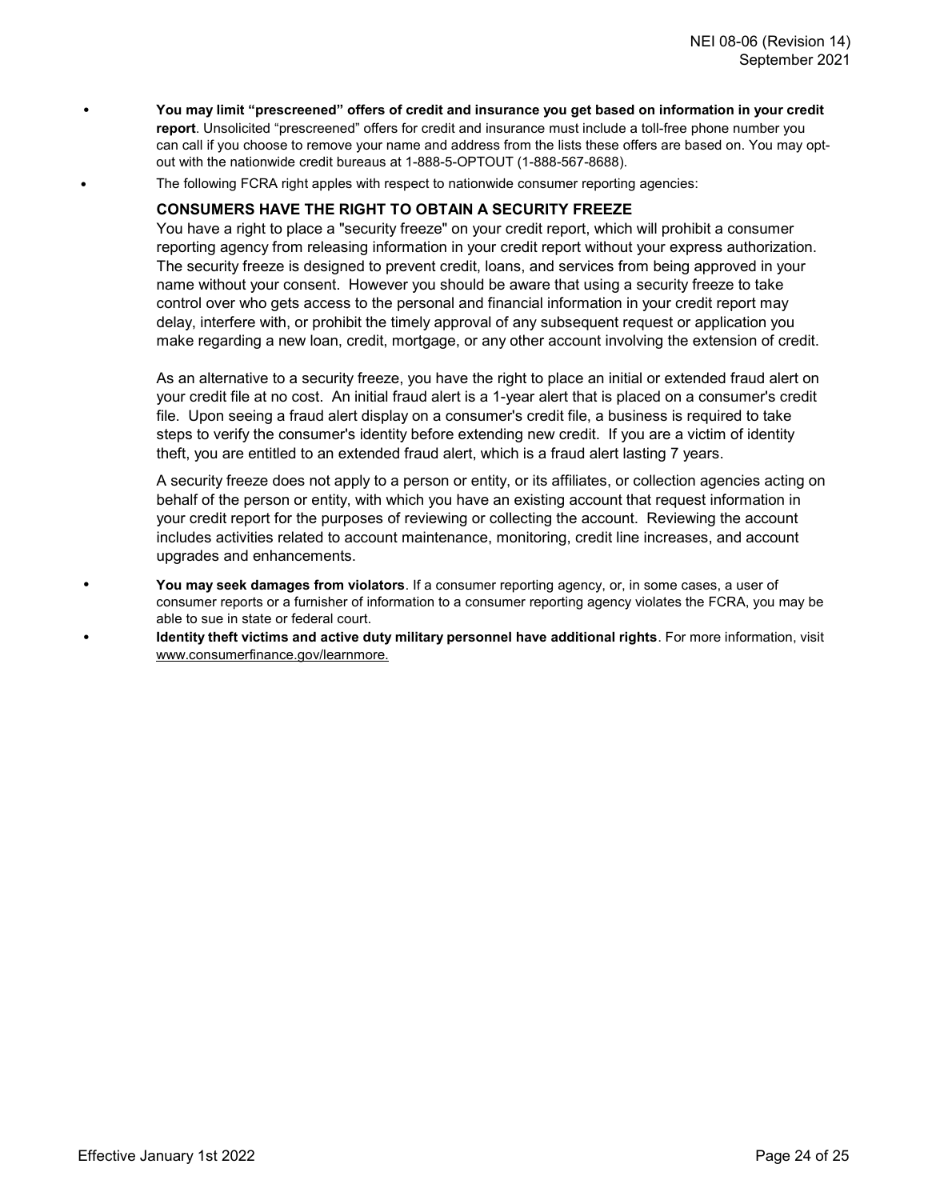- **You may limit "prescreened" offers of credit and insurance you get based on information in your credit report**. Unsolicited "prescreened" offers for credit and insurance must include a toll-free phone number you can call if you choose to remove your name and address from the lists these offers are based on. You may opt-out with the nationwide credit bureaus at 1-888-5-OPTOUT (1-888-567-8688).
- The following FCRA right apples with respect to nationwide consumer reporting agencies:

  **CONSUMERS HAVE THE RIGHT TO OBTAIN A SECURITY FREEZE**

  You have a right to place a "security freeze" on your credit report, which will prohibit a consumer reporting agency from releasing information in your credit report without your express authorization. The security freeze is designed to prevent credit, loans, and services from being approved in your name without your consent. However you should be aware that using a security freeze to take control over who gets access to the personal and financial information in your credit report may delay, interfere with, or prohibit the timely approval of any subsequent request or application you make regarding a new loan, credit, mortgage, or any other account involving the extension of credit.

  As an alternative to a security freeze, you have the right to place an initial or extended fraud alert on your credit file at no cost. An initial fraud alert is a 1-year alert that is placed on a consumer's credit file. Upon seeing a fraud alert display on a consumer's credit file, a business is required to take steps to verify the consumer's identity before extending new credit. If you are a victim of identity theft, you are entitled to an extended fraud alert, which is a fraud alert lasting 7 years.

  A security freeze does not apply to a person or entity, or its affiliates, or collection agencies acting on behalf of the person or entity, with which you have an existing account that request information in your credit report for the purposes of reviewing or collecting the account. Reviewing the account includes activities related to account maintenance, monitoring, credit line increases, and account upgrades and enhancements.

- **You may seek damages from violators**. If a consumer reporting agency, or, in some cases, a user of consumer reports or a furnisher of information to a consumer reporting agency violates the FCRA, you may be able to sue in state or federal court.
- **Identity theft victims and active duty military personnel have additional rights**. For more information, visit www.consumerfinance.gov/learnmore.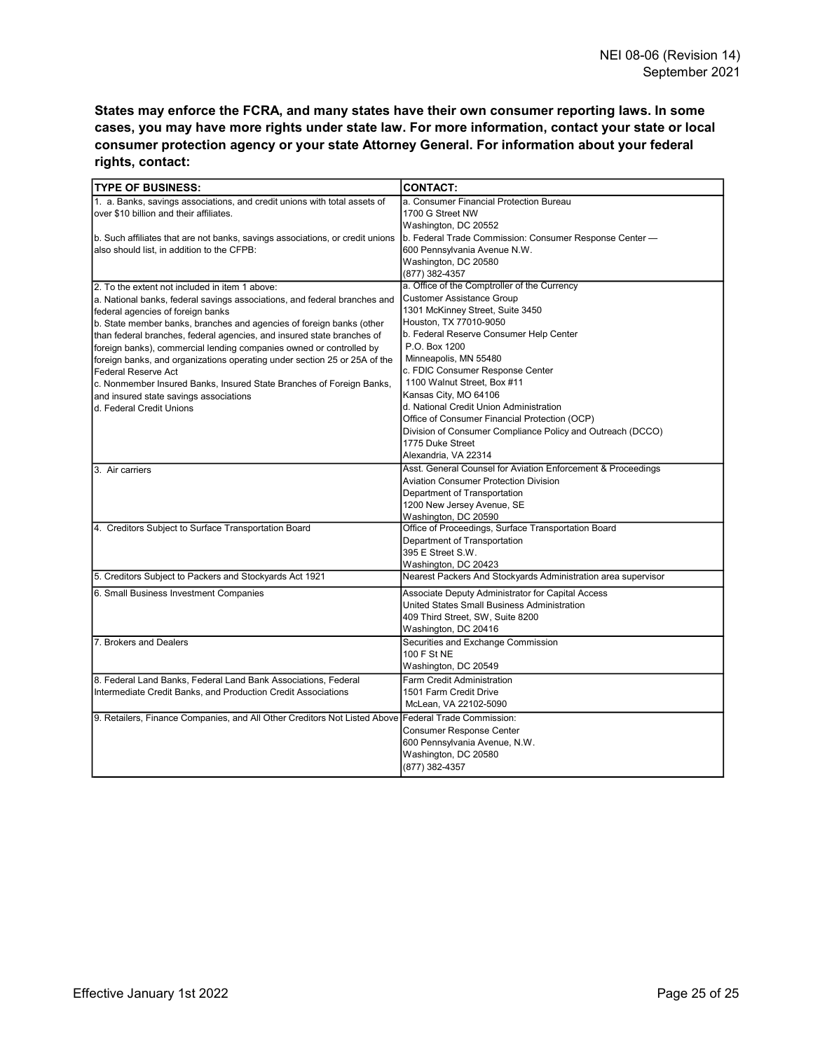**States may enforce the FCRA, and many states have their own consumer reporting laws. In some cases, you may have more rights under state law. For more information, contact your state or local consumer protection agency or your state Attorney General. For information about your federal rights, contact:**

| TYPE OF BUSINESS: | CONTACT: |
|---|---|
| 1. a. Banks, savings associations, and credit unions with total assets of over $10 billion and their affiliates.<br><br>b. Such affiliates that are not banks, savings associations, or credit unions also should list, in addition to the CFPB: | a. Consumer Financial Protection Bureau<br>1700 G Street NW<br>Washington, DC 20552<br>b. Federal Trade Commission: Consumer Response Center —<br>600 Pennsylvania Avenue N.W.<br>Washington, DC 20580<br>(877) 382-4357 |
| 2. To the extent not included in item 1 above:<br>a. National banks, federal savings associations, and federal branches and federal agencies of foreign banks<br>b. State member banks, branches and agencies of foreign banks (other than federal branches, federal agencies, and insured state branches of foreign banks), commercial lending companies owned or controlled by foreign banks, and organizations operating under section 25 or 25A of the Federal Reserve Act<br>c. Nonmember Insured Banks, Insured State Branches of Foreign Banks, and insured state savings associations<br>d. Federal Credit Unions | a. Office of the Comptroller of the Currency<br>Customer Assistance Group<br>1301 McKinney Street, Suite 3450<br>Houston, TX 77010-9050<br>b. Federal Reserve Consumer Help Center<br>P.O. Box 1200<br>Minneapolis, MN 55480<br>c. FDIC Consumer Response Center<br>1100 Walnut Street, Box #11<br>Kansas City, MO 64106<br>d. National Credit Union Administration<br>Office of Consumer Financial Protection (OCP)<br>Division of Consumer Compliance Policy and Outreach (DCCO)<br>1775 Duke Street<br>Alexandria, VA 22314 |
| 3. Air carriers | Asst. General Counsel for Aviation Enforcement & Proceedings<br>Aviation Consumer Protection Division<br>Department of Transportation<br>1200 New Jersey Avenue, SE<br>Washington, DC 20590 |
| 4. Creditors Subject to Surface Transportation Board | Office of Proceedings, Surface Transportation Board<br>Department of Transportation<br>395 E Street S.W.<br>Washington, DC 20423 |
| 5. Creditors Subject to Packers and Stockyards Act 1921 | Nearest Packers And Stockyards Administration area supervisor |
| 6. Small Business Investment Companies | Associate Deputy Administrator for Capital Access<br>United States Small Business Administration<br>409 Third Street, SW, Suite 8200<br>Washington, DC 20416 |
| 7. Brokers and Dealers | Securities and Exchange Commission<br>100 F St NE<br>Washington, DC 20549 |
| 8. Federal Land Banks, Federal Land Bank Associations, Federal Intermediate Credit Banks, and Production Credit Associations | Farm Credit Administration<br>1501 Farm Credit Drive<br>McLean, VA 22102-5090 |
| 9. Retailers, Finance Companies, and All Other Creditors Not Listed Above | Federal Trade Commission:<br>Consumer Response Center<br>600 Pennsylvania Avenue, N.W.<br>Washington, DC 20580<br>(877) 382-4357 |